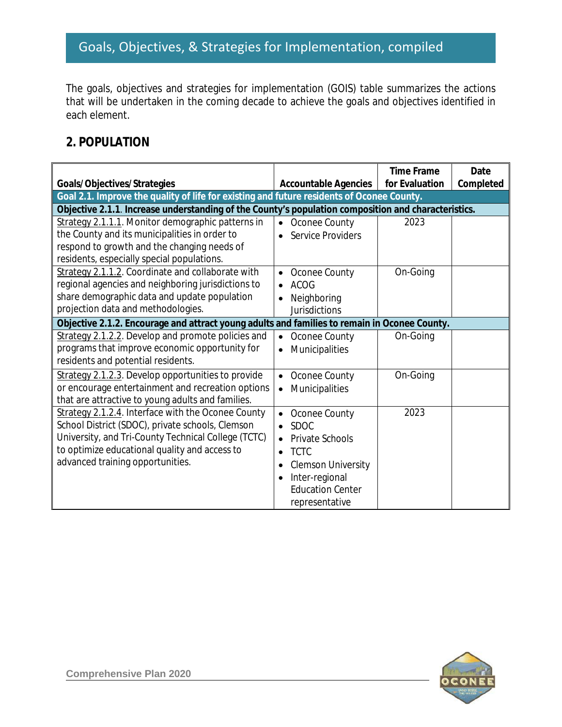# Goals, Objectives, & Strategies for Implementation, compiled

The goals, objectives and strategies for implementation (GOIS) table summarizes the actions that will be undertaken in the coming decade to achieve the goals and objectives identified in each element.

## 2. POPULATION

| Goals/Objectives/Strategies | Accountable Agencies | Time Frame for Evaluation | Date Completed |
|---|---|---|---|
| **Goal 2.1. Improve the quality of life for existing and future residents of Oconee County.** | | | |
| **Objective 2.1.1. Increase understanding of the County's population composition and characteristics.** | | | |
| Strategy 2.1.1.1. Monitor demographic patterns in the County and its municipalities in order to respond to growth and the changing needs of residents, especially special populations. | • Oconee County<br>• Service Providers | 2023 | |
| Strategy 2.1.1.2. Coordinate and collaborate with regional agencies and neighboring jurisdictions to share demographic data and update population projection data and methodologies. | • Oconee County<br>• ACOG<br>• Neighboring Jurisdictions | On-Going | |
| **Objective 2.1.2. Encourage and attract young adults and families to remain in Oconee County.** | | | |
| Strategy 2.1.2.2. Develop and promote policies and programs that improve economic opportunity for residents and potential residents. | • Oconee County<br>• Municipalities | On-Going | |
| Strategy 2.1.2.3. Develop opportunities to provide or encourage entertainment and recreation options that are attractive to young adults and families. | • Oconee County<br>• Municipalities | On-Going | |
| Strategy 2.1.2.4. Interface with the Oconee County School District (SDOC), private schools, Clemson University, and Tri-County Technical College (TCTC) to optimize educational quality and access to advanced training opportunities. | • Oconee County<br>• SDOC<br>• Private Schools<br>• TCTC<br>• Clemson University<br>• Inter-regional Education Center representative | 2023 | |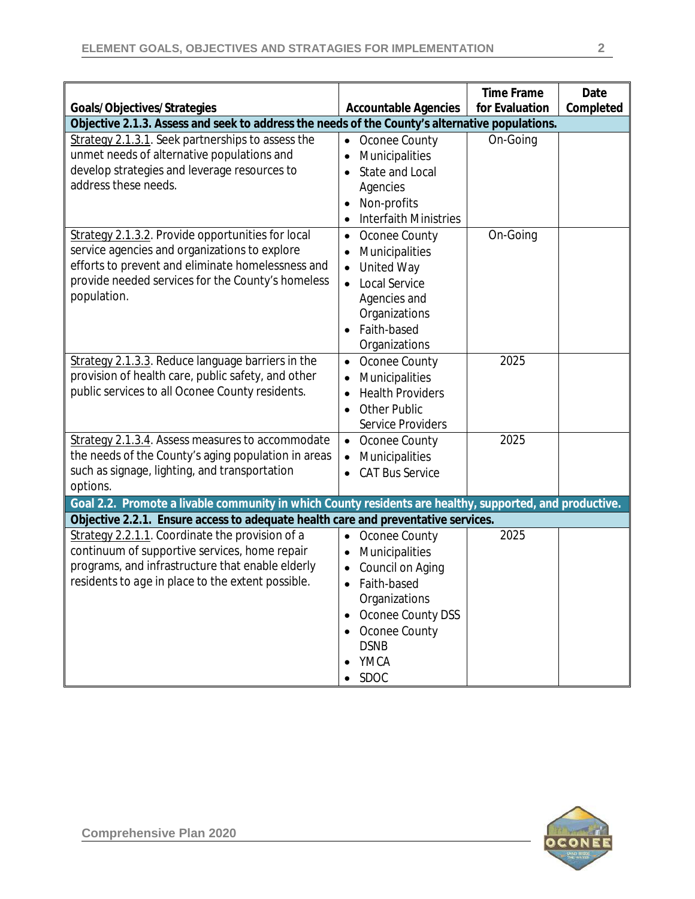| Goals/Objectives/Strategies | Accountable Agencies | Time Frame for Evaluation | Date Completed |
|---|---|---|---|
| **Objective 2.1.3. Assess and seek to address the needs of the County's alternative populations.** | | | |
| Strategy 2.1.3.1. Seek partnerships to assess the unmet needs of alternative populations and develop strategies and leverage resources to address these needs. | • Oconee County<br>• Municipalities<br>• State and Local Agencies<br>• Non-profits<br>• Interfaith Ministries | On-Going | |
| Strategy 2.1.3.2. Provide opportunities for local service agencies and organizations to explore efforts to prevent and eliminate homelessness and provide needed services for the County's homeless population. | • Oconee County<br>• Municipalities<br>• United Way<br>• Local Service Agencies and Organizations<br>• Faith-based Organizations | On-Going | |
| Strategy 2.1.3.3. Reduce language barriers in the provision of health care, public safety, and other public services to all Oconee County residents. | • Oconee County<br>• Municipalities<br>• Health Providers<br>• Other Public Service Providers | 2025 | |
| Strategy 2.1.3.4. Assess measures to accommodate the needs of the County's aging population in areas such as signage, lighting, and transportation options. | • Oconee County<br>• Municipalities<br>• CAT Bus Service | 2025 | |
| **Goal 2.2. Promote a livable community in which County residents are healthy, supported, and productive.** | | | |
| **Objective 2.2.1. Ensure access to adequate health care and preventative services.** | | | |
| Strategy 2.2.1.1. Coordinate the provision of a continuum of supportive services, home repair programs, and infrastructure that enable elderly residents to age in place to the extent possible. | • Oconee County<br>• Municipalities<br>• Council on Aging<br>• Faith-based Organizations<br>• Oconee County DSS<br>• Oconee County DSNB<br>• YMCA<br>• SDOC | 2025 | |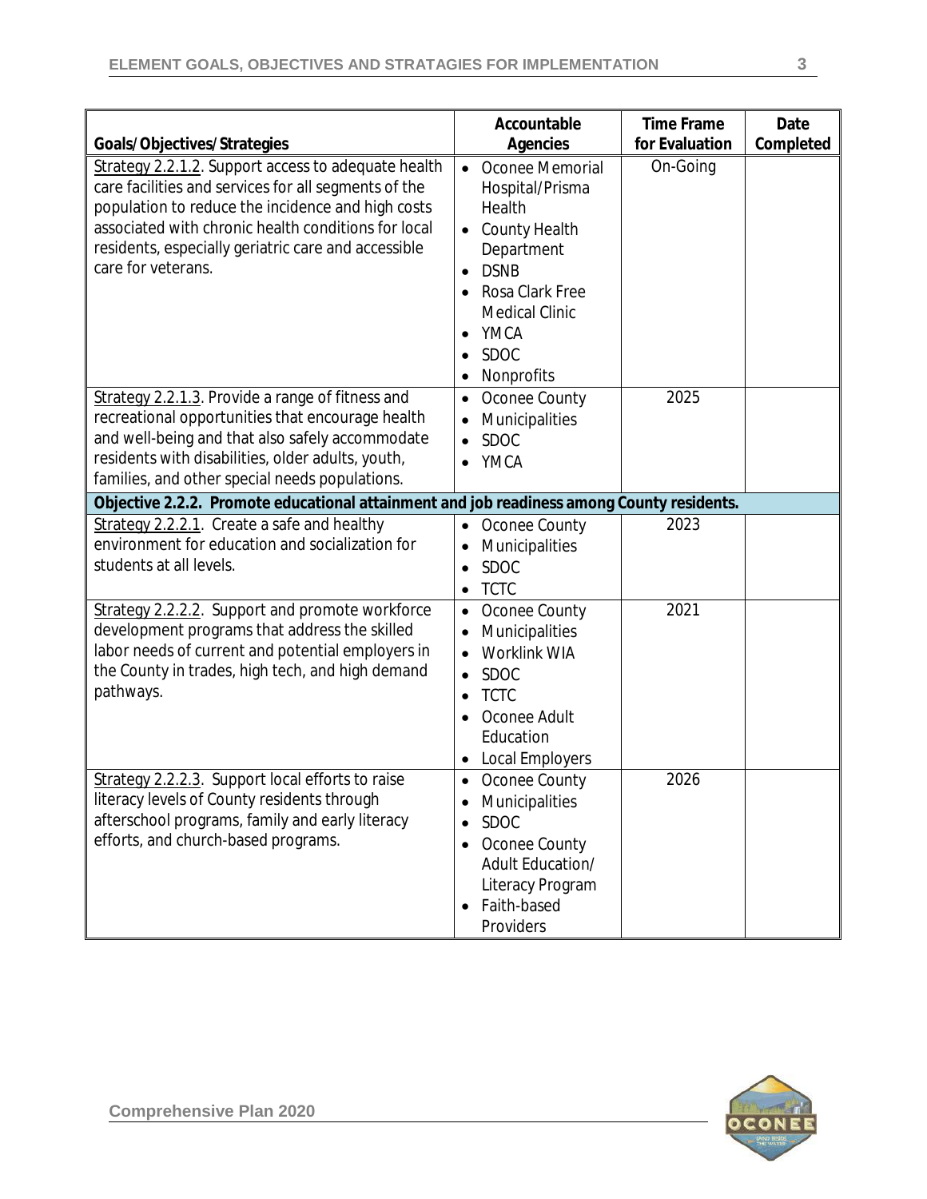| Goals/Objectives/Strategies | Accountable Agencies | Time Frame for Evaluation | Date Completed |
|---|---|---|---|
| Strategy 2.2.1.2. Support access to adequate health care facilities and services for all segments of the population to reduce the incidence and high costs associated with chronic health conditions for local residents, especially geriatric care and accessible care for veterans. | • Oconee Memorial Hospital/Prisma Health<br>• County Health Department<br>• DSNB<br>• Rosa Clark Free Medical Clinic<br>• YMCA<br>• SDOC<br>• Nonprofits | On-Going | |
| Strategy 2.2.1.3. Provide a range of fitness and recreational opportunities that encourage health and well-being and that also safely accommodate residents with disabilities, older adults, youth, families, and other special needs populations. | • Oconee County<br>• Municipalities<br>• SDOC<br>• YMCA | 2025 | |
| **Objective 2.2.2. Promote educational attainment and job readiness among County residents.** | | | |
| Strategy 2.2.2.1. Create a safe and healthy environment for education and socialization for students at all levels. | • Oconee County<br>• Municipalities<br>• SDOC<br>• TCTC | 2023 | |
| Strategy 2.2.2.2. Support and promote workforce development programs that address the skilled labor needs of current and potential employers in the County in trades, high tech, and high demand pathways. | • Oconee County<br>• Municipalities<br>• Worklink WIA<br>• SDOC<br>• TCTC<br>• Oconee Adult Education<br>• Local Employers | 2021 | |
| Strategy 2.2.2.3. Support local efforts to raise literacy levels of County residents through afterschool programs, family and early literacy efforts, and church-based programs. | • Oconee County<br>• Municipalities<br>• SDOC<br>• Oconee County Adult Education/ Literacy Program<br>• Faith-based Providers | 2026 | |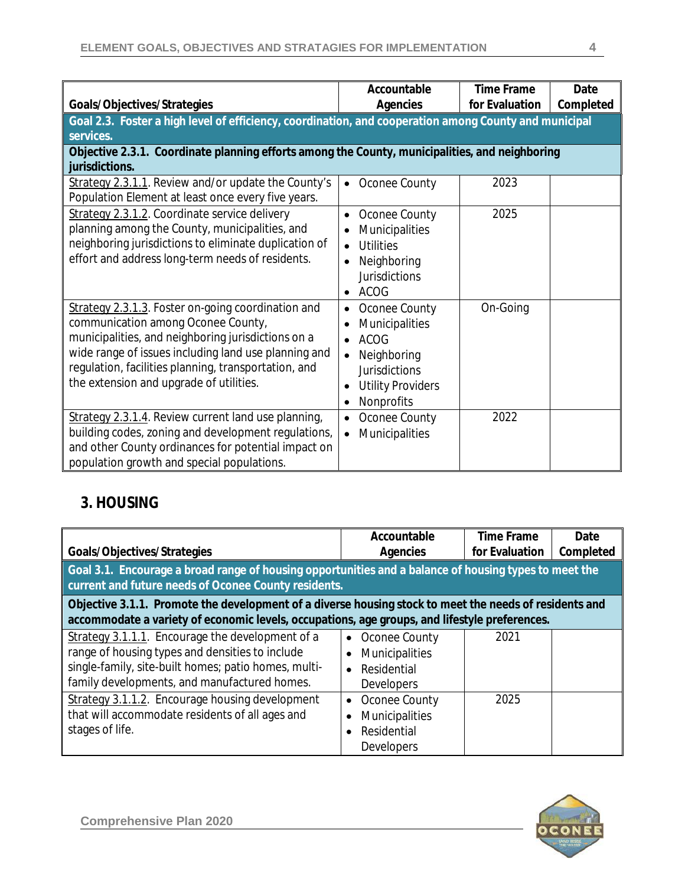| Goals/Objectives/Strategies | Accountable Agencies | Time Frame for Evaluation | Date Completed |
|---|---|---|---|
| **Goal 2.3. Foster a high level of efficiency, coordination, and cooperation among County and municipal services.** | | | |
| **Objective 2.3.1. Coordinate planning efforts among the County, municipalities, and neighboring jurisdictions.** | | | |
| Strategy 2.3.1.1. Review and/or update the County's Population Element at least once every five years. | • Oconee County | 2023 | |
| Strategy 2.3.1.2. Coordinate service delivery planning among the County, municipalities, and neighboring jurisdictions to eliminate duplication of effort and address long-term needs of residents. | • Oconee County<br>• Municipalities<br>• Utilities<br>• Neighboring Jurisdictions<br>• ACOG | 2025 | |
| Strategy 2.3.1.3. Foster on-going coordination and communication among Oconee County, municipalities, and neighboring jurisdictions on a wide range of issues including land use planning and regulation, facilities planning, transportation, and the extension and upgrade of utilities. | • Oconee County<br>• Municipalities<br>• ACOG<br>• Neighboring Jurisdictions<br>• Utility Providers<br>• Nonprofits | On-Going | |
| Strategy 2.3.1.4. Review current land use planning, building codes, zoning and development regulations, and other County ordinances for potential impact on population growth and special populations. | • Oconee County<br>• Municipalities | 2022 | |

## 3. HOUSING

| Goals/Objectives/Strategies | Accountable Agencies | Time Frame for Evaluation | Date Completed |
|---|---|---|---|
| **Goal 3.1. Encourage a broad range of housing opportunities and a balance of housing types to meet the current and future needs of Oconee County residents.** | | | |
| **Objective 3.1.1. Promote the development of a diverse housing stock to meet the needs of residents and accommodate a variety of economic levels, occupations, age groups, and lifestyle preferences.** | | | |
| Strategy 3.1.1.1. Encourage the development of a range of housing types and densities to include single-family, site-built homes; patio homes, multi-family developments, and manufactured homes. | • Oconee County<br>• Municipalities<br>• Residential Developers | 2021 | |
| Strategy 3.1.1.2. Encourage housing development that will accommodate residents of all ages and stages of life. | • Oconee County<br>• Municipalities<br>• Residential Developers | 2025 | |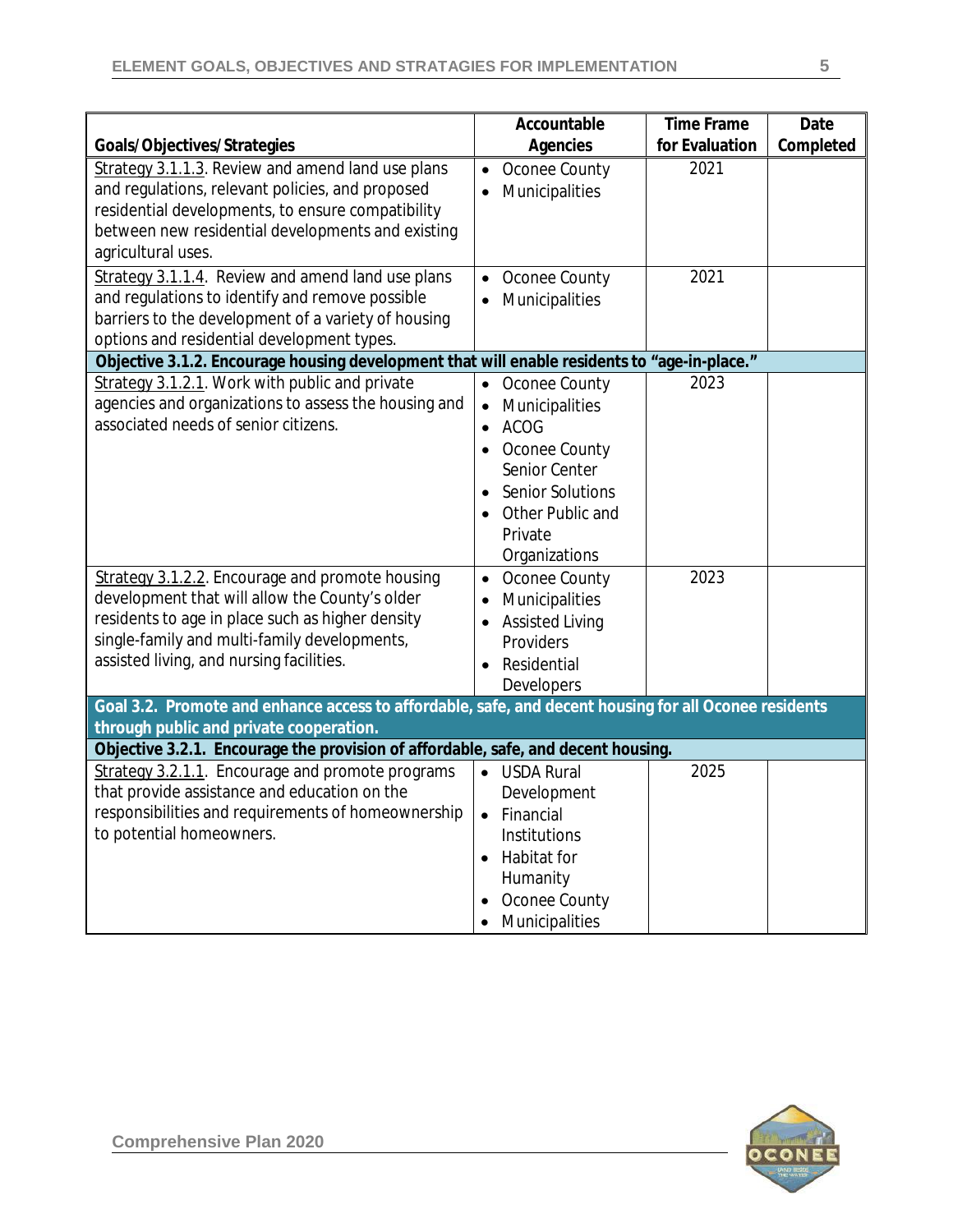| Goals/Objectives/Strategies | Accountable Agencies | Time Frame for Evaluation | Date Completed |
|---|---|---|---|
| Strategy 3.1.1.3. Review and amend land use plans and regulations, relevant policies, and proposed residential developments, to ensure compatibility between new residential developments and existing agricultural uses. | • Oconee County<br>• Municipalities | 2021 | |
| Strategy 3.1.1.4. Review and amend land use plans and regulations to identify and remove possible barriers to the development of a variety of housing options and residential development types. | • Oconee County<br>• Municipalities | 2021 | |
| **Objective 3.1.2. Encourage housing development that will enable residents to "age-in-place."** | | | |
| Strategy 3.1.2.1. Work with public and private agencies and organizations to assess the housing and associated needs of senior citizens. | • Oconee County<br>• Municipalities<br>• ACOG<br>• Oconee County Senior Center<br>• Senior Solutions<br>• Other Public and Private Organizations | 2023 | |
| Strategy 3.1.2.2. Encourage and promote housing development that will allow the County's older residents to age in place such as higher density single-family and multi-family developments, assisted living, and nursing facilities. | • Oconee County<br>• Municipalities<br>• Assisted Living Providers<br>• Residential Developers | 2023 | |
| **Goal 3.2. Promote and enhance access to affordable, safe, and decent housing for all Oconee residents through public and private cooperation.** | | | |
| **Objective 3.2.1. Encourage the provision of affordable, safe, and decent housing.** | | | |
| Strategy 3.2.1.1. Encourage and promote programs that provide assistance and education on the responsibilities and requirements of homeownership to potential homeowners. | • USDA Rural Development<br>• Financial Institutions<br>• Habitat for Humanity<br>• Oconee County<br>• Municipalities | 2025 | |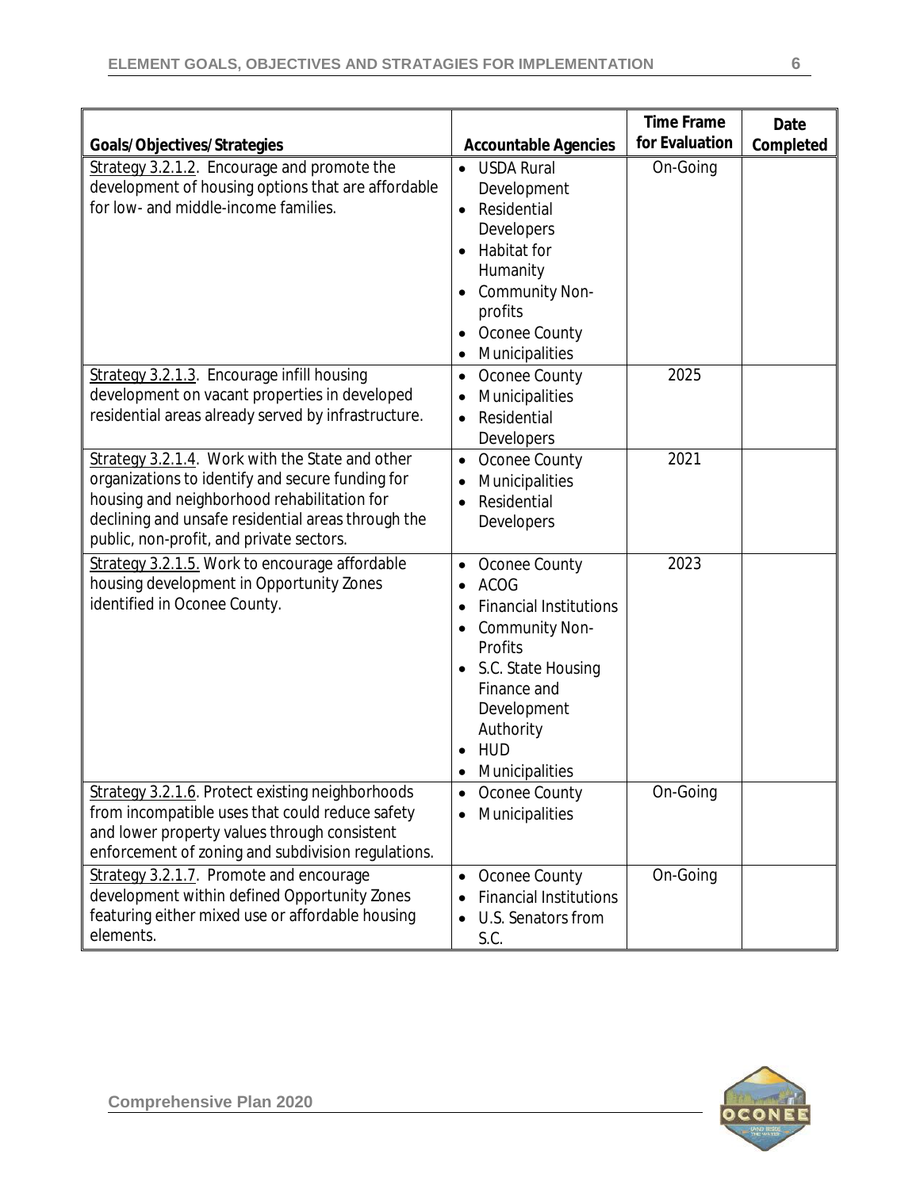| Goals/Objectives/Strategies | Accountable Agencies | Time Frame for Evaluation | Date Completed |
|---|---|---|---|
| Strategy 3.2.1.2. Encourage and promote the development of housing options that are affordable for low- and middle-income families. | • USDA Rural Development<br>• Residential Developers<br>• Habitat for Humanity<br>• Community Non-profits<br>• Oconee County<br>• Municipalities | On-Going | |
| Strategy 3.2.1.3. Encourage infill housing development on vacant properties in developed residential areas already served by infrastructure. | • Oconee County<br>• Municipalities<br>• Residential Developers | 2025 | |
| Strategy 3.2.1.4. Work with the State and other organizations to identify and secure funding for housing and neighborhood rehabilitation for declining and unsafe residential areas through the public, non-profit, and private sectors. | • Oconee County<br>• Municipalities<br>• Residential Developers | 2021 | |
| Strategy 3.2.1.5. Work to encourage affordable housing development in Opportunity Zones identified in Oconee County. | • Oconee County<br>• ACOG<br>• Financial Institutions<br>• Community Non-Profits<br>• S.C. State Housing Finance and Development Authority<br>• HUD<br>• Municipalities | 2023 | |
| Strategy 3.2.1.6. Protect existing neighborhoods from incompatible uses that could reduce safety and lower property values through consistent enforcement of zoning and subdivision regulations. | • Oconee County<br>• Municipalities | On-Going | |
| Strategy 3.2.1.7. Promote and encourage development within defined Opportunity Zones featuring either mixed use or affordable housing elements. | • Oconee County<br>• Financial Institutions<br>• U.S. Senators from S.C. | On-Going | |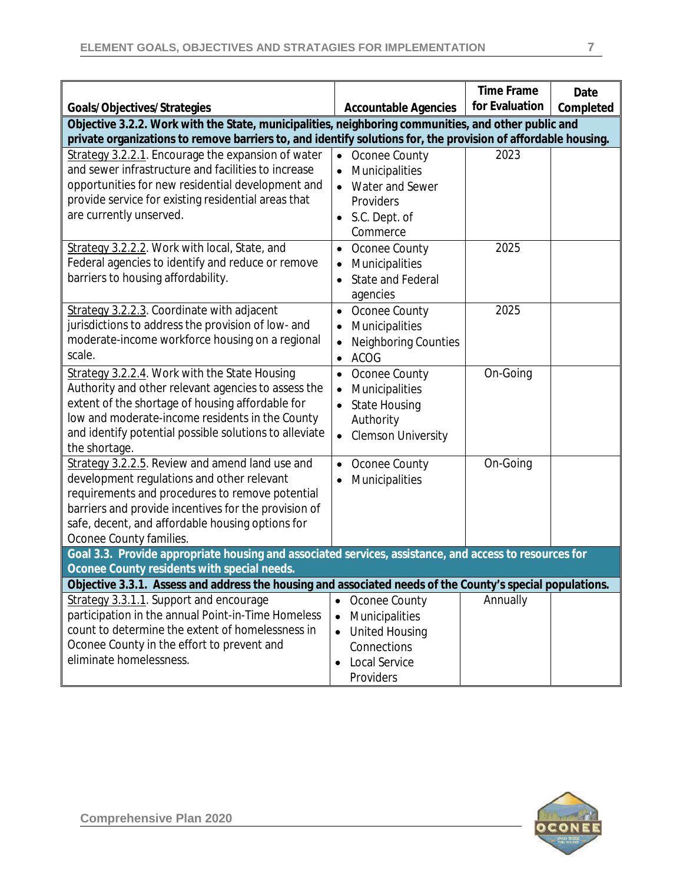| Goals/Objectives/Strategies | Accountable Agencies | Time Frame for Evaluation | Date Completed |
|---|---|---|---|
| **Objective 3.2.2. Work with the State, municipalities, neighboring communities, and other public and private organizations to remove barriers to, and identify solutions for, the provision of affordable housing.** | | | |
| Strategy 3.2.2.1. Encourage the expansion of water and sewer infrastructure and facilities to increase opportunities for new residential development and provide service for existing residential areas that are currently unserved. | • Oconee County<br>• Municipalities<br>• Water and Sewer Providers<br>• S.C. Dept. of Commerce | 2023 | |
| Strategy 3.2.2.2. Work with local, State, and Federal agencies to identify and reduce or remove barriers to housing affordability. | • Oconee County<br>• Municipalities<br>• State and Federal agencies | 2025 | |
| Strategy 3.2.2.3. Coordinate with adjacent jurisdictions to address the provision of low- and moderate-income workforce housing on a regional scale. | • Oconee County<br>• Municipalities<br>• Neighboring Counties<br>• ACOG | 2025 | |
| Strategy 3.2.2.4. Work with the State Housing Authority and other relevant agencies to assess the extent of the shortage of housing affordable for low and moderate-income residents in the County and identify potential possible solutions to alleviate the shortage. | • Oconee County<br>• Municipalities<br>• State Housing Authority<br>• Clemson University | On-Going | |
| Strategy 3.2.2.5. Review and amend land use and development regulations and other relevant requirements and procedures to remove potential barriers and provide incentives for the provision of safe, decent, and affordable housing options for Oconee County families. | • Oconee County<br>• Municipalities | On-Going | |
| **Goal 3.3. Provide appropriate housing and associated services, assistance, and access to resources for Oconee County residents with special needs.** | | | |
| **Objective 3.3.1. Assess and address the housing and associated needs of the County's special populations.** | | | |
| Strategy 3.3.1.1. Support and encourage participation in the annual Point-in-Time Homeless count to determine the extent of homelessness in Oconee County in the effort to prevent and eliminate homelessness. | • Oconee County<br>• Municipalities<br>• United Housing Connections<br>• Local Service Providers | Annually | |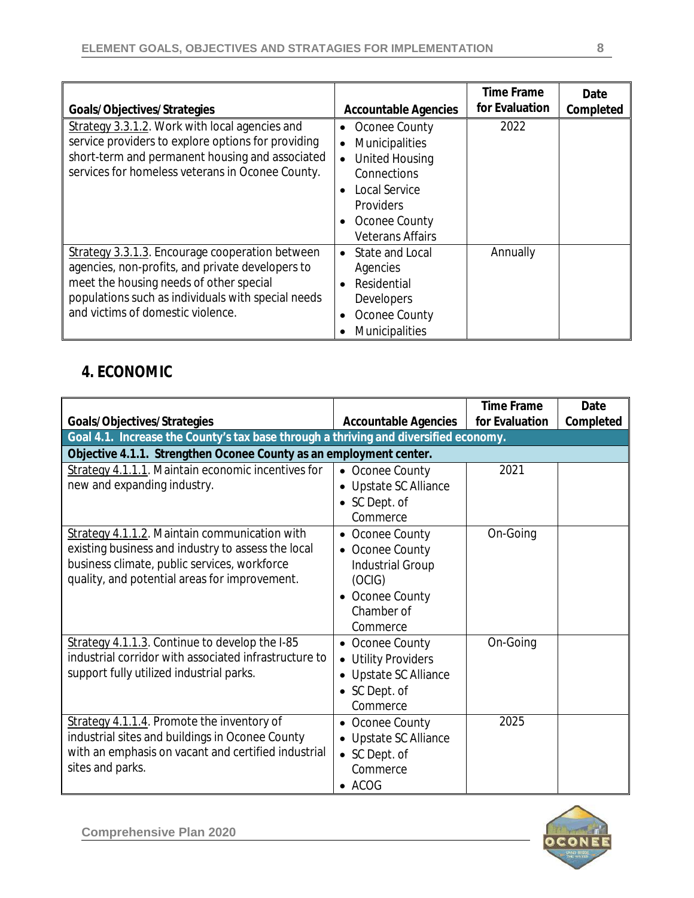| Goals/Objectives/Strategies | Accountable Agencies | Time Frame for Evaluation | Date Completed |
|---|---|---|---|
| Strategy 3.3.1.2. Work with local agencies and service providers to explore options for providing short-term and permanent housing and associated services for homeless veterans in Oconee County. | • Oconee County<br>• Municipalities<br>• United Housing Connections<br>• Local Service Providers<br>• Oconee County Veterans Affairs | 2022 | |
| Strategy 3.3.1.3. Encourage cooperation between agencies, non-profits, and private developers to meet the housing needs of other special populations such as individuals with special needs and victims of domestic violence. | • State and Local Agencies<br>• Residential Developers<br>• Oconee County<br>• Municipalities | Annually | |

## 4. ECONOMIC

| Goals/Objectives/Strategies | Accountable Agencies | Time Frame for Evaluation | Date Completed |
|---|---|---|---|
| **Goal 4.1. Increase the County's tax base through a thriving and diversified economy.** | | | |
| **Objective 4.1.1. Strengthen Oconee County as an employment center.** | | | |
| Strategy 4.1.1.1. Maintain economic incentives for new and expanding industry. | • Oconee County<br>• Upstate SC Alliance<br>• SC Dept. of Commerce | 2021 | |
| Strategy 4.1.1.2. Maintain communication with existing business and industry to assess the local business climate, public services, workforce quality, and potential areas for improvement. | • Oconee County<br>• Oconee County Industrial Group (OCIG)<br>• Oconee County Chamber of Commerce | On-Going | |
| Strategy 4.1.1.3. Continue to develop the I-85 industrial corridor with associated infrastructure to support fully utilized industrial parks. | • Oconee County<br>• Utility Providers<br>• Upstate SC Alliance<br>• SC Dept. of Commerce | On-Going | |
| Strategy 4.1.1.4. Promote the inventory of industrial sites and buildings in Oconee County with an emphasis on vacant and certified industrial sites and parks. | • Oconee County<br>• Upstate SC Alliance<br>• SC Dept. of Commerce<br>• ACOG | 2025 | |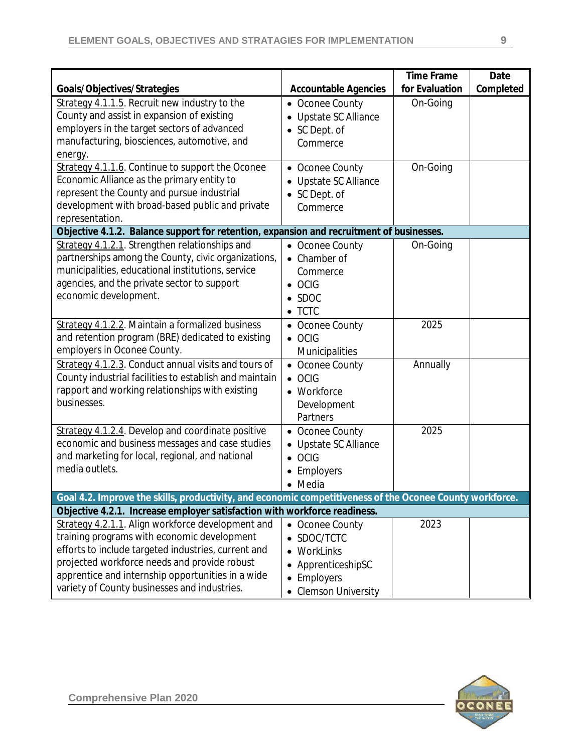| Goals/Objectives/Strategies | Accountable Agencies | Time Frame for Evaluation | Date Completed |
|---|---|---|---|
| Strategy 4.1.1.5. Recruit new industry to the County and assist in expansion of existing employers in the target sectors of advanced manufacturing, biosciences, automotive, and energy. | • Oconee County<br>• Upstate SC Alliance<br>• SC Dept. of Commerce | On-Going | |
| Strategy 4.1.1.6. Continue to support the Oconee Economic Alliance as the primary entity to represent the County and pursue industrial development with broad-based public and private representation. | • Oconee County<br>• Upstate SC Alliance<br>• SC Dept. of Commerce | On-Going | |
| **Objective 4.1.2. Balance support for retention, expansion and recruitment of businesses.** | | | |
| Strategy 4.1.2.1. Strengthen relationships and partnerships among the County, civic organizations, municipalities, educational institutions, service agencies, and the private sector to support economic development. | • Oconee County<br>• Chamber of Commerce<br>• OCIG<br>• SDOC<br>• TCTC | On-Going | |
| Strategy 4.1.2.2. Maintain a formalized business and retention program (BRE) dedicated to existing employers in Oconee County. | • Oconee County<br>• OCIG<br>Municipalities | 2025 | |
| Strategy 4.1.2.3. Conduct annual visits and tours of County industrial facilities to establish and maintain rapport and working relationships with existing businesses. | • Oconee County<br>• OCIG<br>• Workforce Development Partners | Annually | |
| Strategy 4.1.2.4. Develop and coordinate positive economic and business messages and case studies and marketing for local, regional, and national media outlets. | • Oconee County<br>• Upstate SC Alliance<br>• OCIG<br>• Employers<br>• Media | 2025 | |
| **Goal 4.2. Improve the skills, productivity, and economic competitiveness of the Oconee County workforce.** | | | |
| **Objective 4.2.1. Increase employer satisfaction with workforce readiness.** | | | |
| Strategy 4.2.1.1. Align workforce development and training programs with economic development efforts to include targeted industries, current and projected workforce needs and provide robust apprentice and internship opportunities in a wide variety of County businesses and industries. | • Oconee County<br>• SDOC/TCTC<br>• WorkLinks<br>• ApprenticeshipSC<br>• Employers<br>• Clemson University | 2023 | |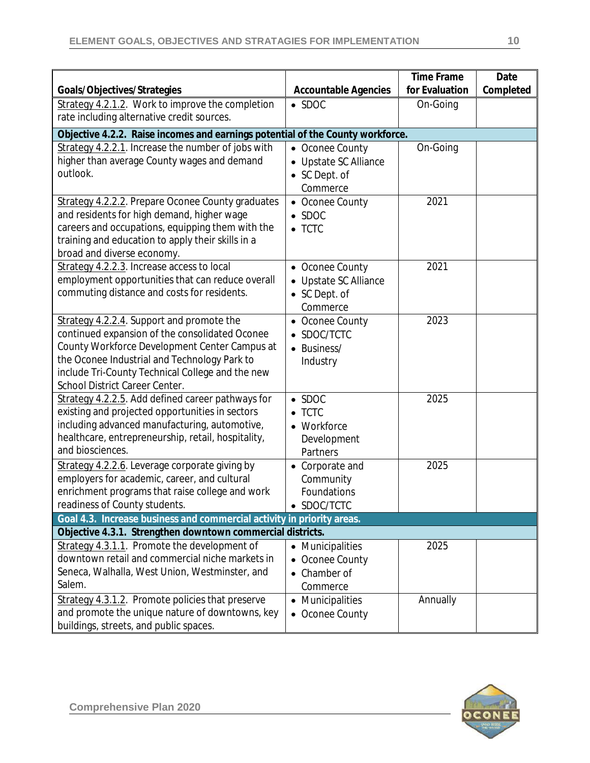| Goals/Objectives/Strategies | Accountable Agencies | Time Frame for Evaluation | Date Completed |
|---|---|---|---|
| Strategy 4.2.1.2. Work to improve the completion rate including alternative credit sources. | • SDOC | On-Going | |
| **Objective 4.2.2. Raise incomes and earnings potential of the County workforce.** | | | |
| Strategy 4.2.2.1. Increase the number of jobs with higher than average County wages and demand outlook. | • Oconee County<br>• Upstate SC Alliance<br>• SC Dept. of Commerce | On-Going | |
| Strategy 4.2.2.2. Prepare Oconee County graduates and residents for high demand, higher wage careers and occupations, equipping them with the training and education to apply their skills in a broad and diverse economy. | • Oconee County<br>• SDOC<br>• TCTC | 2021 | |
| Strategy 4.2.2.3. Increase access to local employment opportunities that can reduce overall commuting distance and costs for residents. | • Oconee County<br>• Upstate SC Alliance<br>• SC Dept. of Commerce | 2021 | |
| Strategy 4.2.2.4. Support and promote the continued expansion of the consolidated Oconee County Workforce Development Center Campus at the Oconee Industrial and Technology Park to include Tri-County Technical College and the new School District Career Center. | • Oconee County<br>• SDOC/TCTC<br>• Business/ Industry | 2023 | |
| Strategy 4.2.2.5. Add defined career pathways for existing and projected opportunities in sectors including advanced manufacturing, automotive, healthcare, entrepreneurship, retail, hospitality, and biosciences. | • SDOC<br>• TCTC<br>• Workforce Development Partners | 2025 | |
| Strategy 4.2.2.6. Leverage corporate giving by employers for academic, career, and cultural enrichment programs that raise college and work readiness of County students. | • Corporate and Community Foundations<br>• SDOC/TCTC | 2025 | |
| **Goal 4.3. Increase business and commercial activity in priority areas.** | | | |
| **Objective 4.3.1. Strengthen downtown commercial districts.** | | | |
| Strategy 4.3.1.1. Promote the development of downtown retail and commercial niche markets in Seneca, Walhalla, West Union, Westminster, and Salem. | • Municipalities<br>• Oconee County<br>• Chamber of Commerce | 2025 | |
| Strategy 4.3.1.2. Promote policies that preserve and promote the unique nature of downtowns, key buildings, streets, and public spaces. | • Municipalities<br>• Oconee County | Annually | |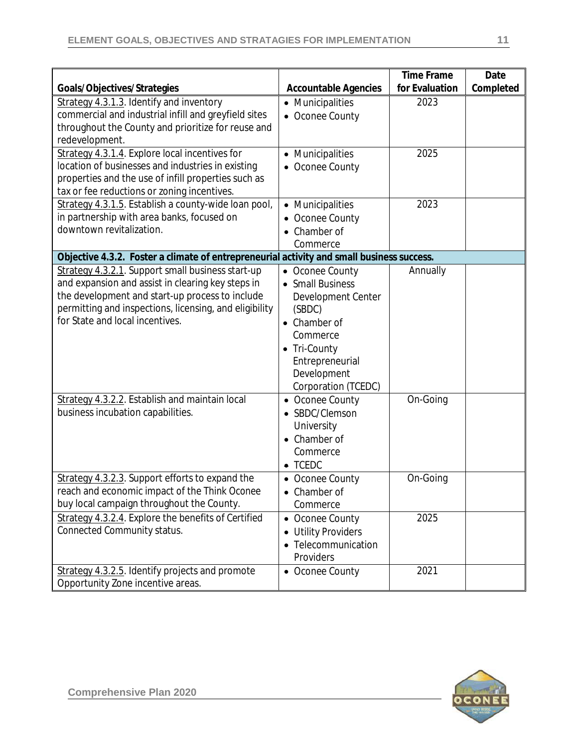| Goals/Objectives/Strategies | Accountable Agencies | Time Frame for Evaluation | Date Completed |
|---|---|---|---|
| Strategy 4.3.1.3. Identify and inventory commercial and industrial infill and greyfield sites throughout the County and prioritize for reuse and redevelopment. | • Municipalities<br>• Oconee County | 2023 | |
| Strategy 4.3.1.4. Explore local incentives for location of businesses and industries in existing properties and the use of infill properties such as tax or fee reductions or zoning incentives. | • Municipalities<br>• Oconee County | 2025 | |
| Strategy 4.3.1.5. Establish a county-wide loan pool, in partnership with area banks, focused on downtown revitalization. | • Municipalities<br>• Oconee County<br>• Chamber of Commerce | 2023 | |
| **Objective 4.3.2. Foster a climate of entrepreneurial activity and small business success.** | | | |
| Strategy 4.3.2.1. Support small business start-up and expansion and assist in clearing key steps in the development and start-up process to include permitting and inspections, licensing, and eligibility for State and local incentives. | • Oconee County<br>• Small Business Development Center (SBDC)<br>• Chamber of Commerce<br>• Tri-County Entrepreneurial Development Corporation (TCEDC) | Annually | |
| Strategy 4.3.2.2. Establish and maintain local business incubation capabilities. | • Oconee County<br>• SBDC/Clemson University<br>• Chamber of Commerce<br>• TCEDC | On-Going | |
| Strategy 4.3.2.3. Support efforts to expand the reach and economic impact of the Think Oconee buy local campaign throughout the County. | • Oconee County<br>• Chamber of Commerce | On-Going | |
| Strategy 4.3.2.4. Explore the benefits of Certified Connected Community status. | • Oconee County<br>• Utility Providers<br>• Telecommunication Providers | 2025 | |
| Strategy 4.3.2.5. Identify projects and promote Opportunity Zone incentive areas. | • Oconee County | 2021 | |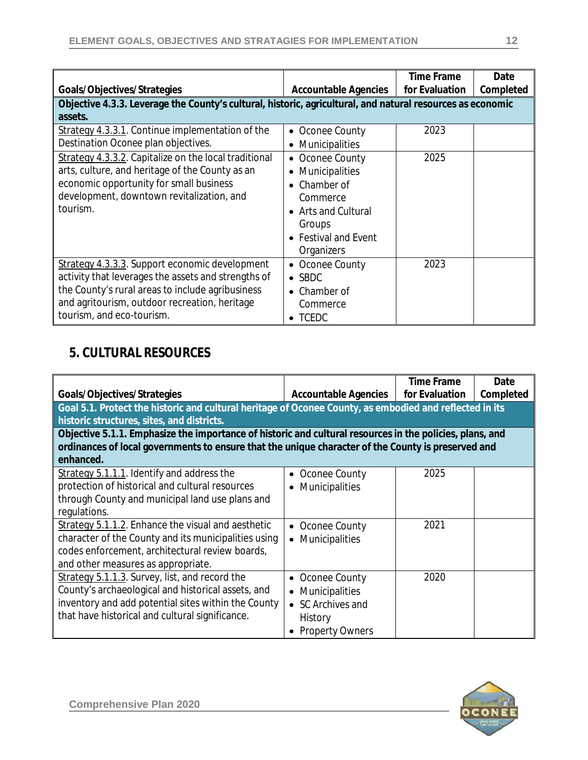| Goals/Objectives/Strategies | Accountable Agencies | Time Frame for Evaluation | Date Completed |
|---|---|---|---|
| **Objective 4.3.3. Leverage the County's cultural, historic, agricultural, and natural resources as economic assets.** | | | |
| Strategy 4.3.3.1. Continue implementation of the Destination Oconee plan objectives. | • Oconee County<br>• Municipalities | 2023 | |
| Strategy 4.3.3.2. Capitalize on the local traditional arts, culture, and heritage of the County as an economic opportunity for small business development, downtown revitalization, and tourism. | • Oconee County<br>• Municipalities<br>• Chamber of Commerce<br>• Arts and Cultural Groups<br>• Festival and Event Organizers | 2025 | |
| Strategy 4.3.3.3. Support economic development activity that leverages the assets and strengths of the County's rural areas to include agribusiness and agritourism, outdoor recreation, heritage tourism, and eco-tourism. | • Oconee County<br>• SBDC<br>• Chamber of Commerce<br>• TCEDC | 2023 | |

## 5. CULTURAL RESOURCES

| Goals/Objectives/Strategies | Accountable Agencies | Time Frame for Evaluation | Date Completed |
|---|---|---|---|
| **Goal 5.1. Protect the historic and cultural heritage of Oconee County, as embodied and reflected in its historic structures, sites, and districts.** | | | |
| **Objective 5.1.1. Emphasize the importance of historic and cultural resources in the policies, plans, and ordinances of local governments to ensure that the unique character of the County is preserved and enhanced.** | | | |
| Strategy 5.1.1.1. Identify and address the protection of historical and cultural resources through County and municipal land use plans and regulations. | • Oconee County<br>• Municipalities | 2025 | |
| Strategy 5.1.1.2. Enhance the visual and aesthetic character of the County and its municipalities using codes enforcement, architectural review boards, and other measures as appropriate. | • Oconee County<br>• Municipalities | 2021 | |
| Strategy 5.1.1.3. Survey, list, and record the County's archaeological and historical assets, and inventory and add potential sites within the County that have historical and cultural significance. | • Oconee County<br>• Municipalities<br>• SC Archives and History<br>• Property Owners | 2020 | |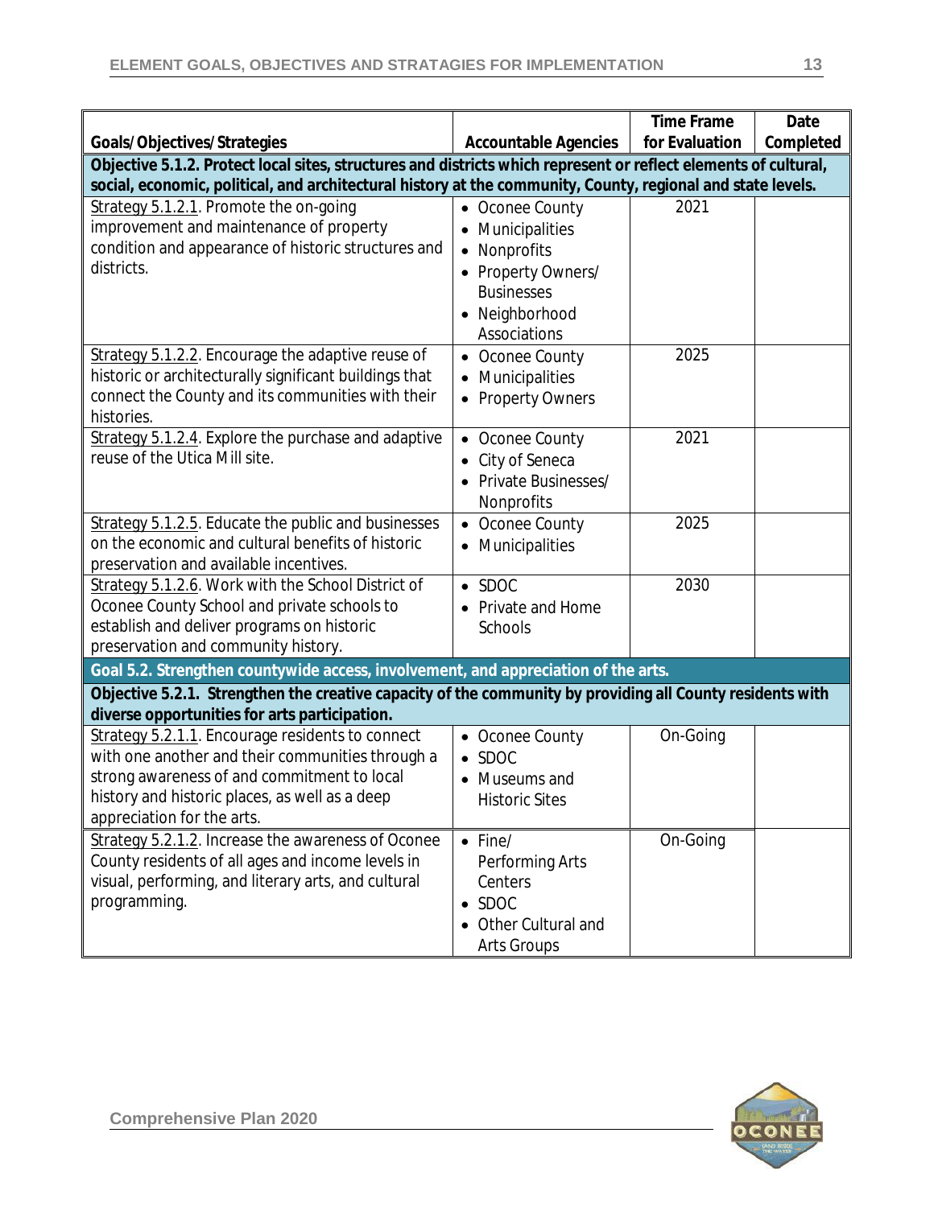| Goals/Objectives/Strategies | Accountable Agencies | Time Frame for Evaluation | Date Completed |
|---|---|---|---|
| **Objective 5.1.2. Protect local sites, structures and districts which represent or reflect elements of cultural, social, economic, political, and architectural history at the community, County, regional and state levels.** | | | |
| Strategy 5.1.2.1. Promote the on-going improvement and maintenance of property condition and appearance of historic structures and districts. | • Oconee County<br>• Municipalities<br>• Nonprofits<br>• Property Owners/ Businesses<br>• Neighborhood Associations | 2021 | |
| Strategy 5.1.2.2. Encourage the adaptive reuse of historic or architecturally significant buildings that connect the County and its communities with their histories. | • Oconee County<br>• Municipalities<br>• Property Owners | 2025 | |
| Strategy 5.1.2.4. Explore the purchase and adaptive reuse of the Utica Mill site. | • Oconee County<br>• City of Seneca<br>• Private Businesses/ Nonprofits | 2021 | |
| Strategy 5.1.2.5. Educate the public and businesses on the economic and cultural benefits of historic preservation and available incentives. | • Oconee County<br>• Municipalities | 2025 | |
| Strategy 5.1.2.6. Work with the School District of Oconee County School and private schools to establish and deliver programs on historic preservation and community history. | • SDOC<br>• Private and Home Schools | 2030 | |
| **Goal 5.2. Strengthen countywide access, involvement, and appreciation of the arts.** | | | |
| **Objective 5.2.1. Strengthen the creative capacity of the community by providing all County residents with diverse opportunities for arts participation.** | | | |
| Strategy 5.2.1.1. Encourage residents to connect with one another and their communities through a strong awareness of and commitment to local history and historic places, as well as a deep appreciation for the arts. | • Oconee County<br>• SDOC<br>• Museums and Historic Sites | On-Going | |
| Strategy 5.2.1.2. Increase the awareness of Oconee County residents of all ages and income levels in visual, performing, and literary arts, and cultural programming. | • Fine/ Performing Arts Centers<br>• SDOC<br>• Other Cultural and Arts Groups | On-Going | |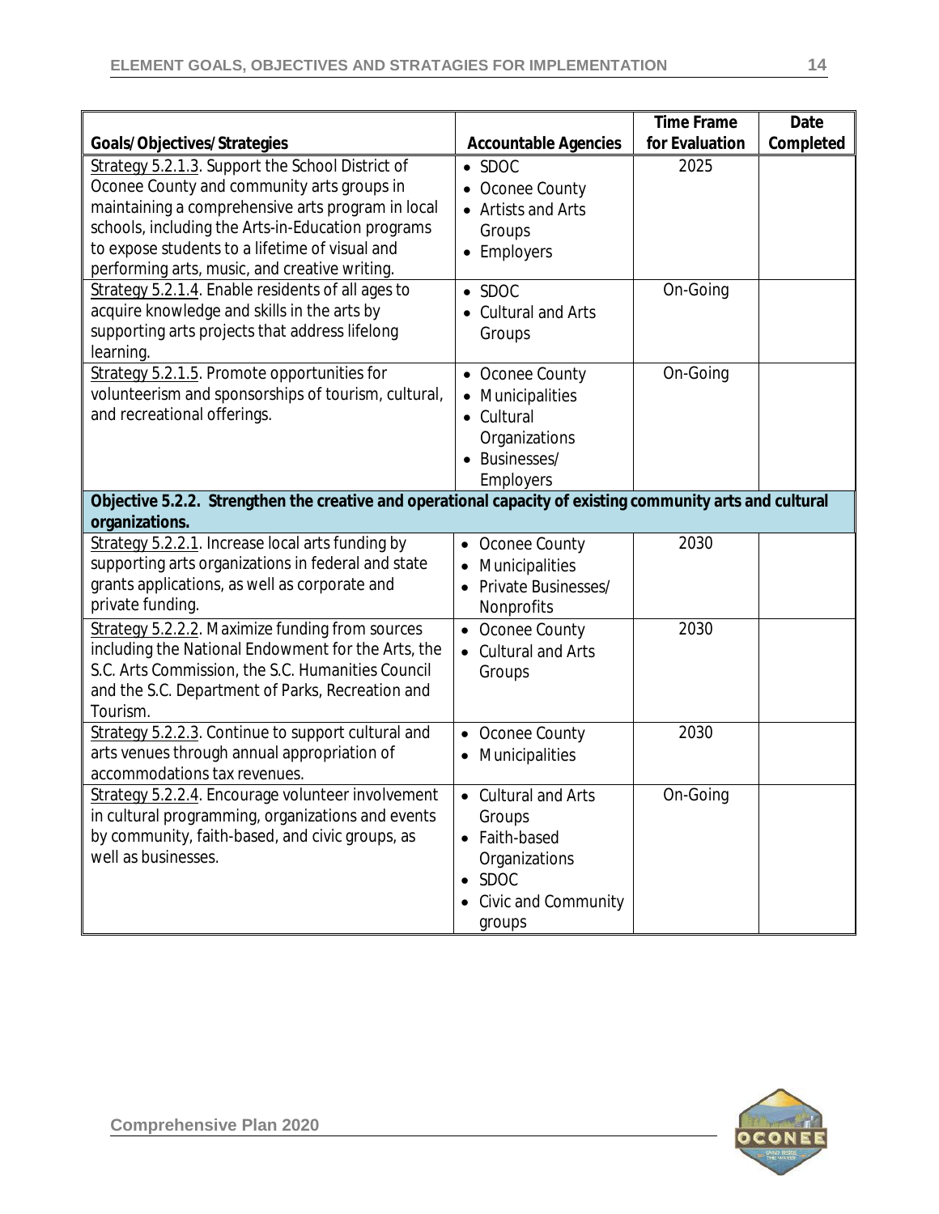| Goals/Objectives/Strategies | Accountable Agencies | Time Frame for Evaluation | Date Completed |
|---|---|---|---|
| Strategy 5.2.1.3. Support the School District of Oconee County and community arts groups in maintaining a comprehensive arts program in local schools, including the Arts-in-Education programs to expose students to a lifetime of visual and performing arts, music, and creative writing. | • SDOC<br>• Oconee County<br>• Artists and Arts Groups<br>• Employers | 2025 | |
| Strategy 5.2.1.4. Enable residents of all ages to acquire knowledge and skills in the arts by supporting arts projects that address lifelong learning. | • SDOC<br>• Cultural and Arts Groups | On-Going | |
| Strategy 5.2.1.5. Promote opportunities for volunteerism and sponsorships of tourism, cultural, and recreational offerings. | • Oconee County<br>• Municipalities<br>• Cultural Organizations<br>• Businesses/ Employers | On-Going | |
| **Objective 5.2.2. Strengthen the creative and operational capacity of existing community arts and cultural organizations.** | | | |
| Strategy 5.2.2.1. Increase local arts funding by supporting arts organizations in federal and state grants applications, as well as corporate and private funding. | • Oconee County<br>• Municipalities<br>• Private Businesses/ Nonprofits | 2030 | |
| Strategy 5.2.2.2. Maximize funding from sources including the National Endowment for the Arts, the S.C. Arts Commission, the S.C. Humanities Council and the S.C. Department of Parks, Recreation and Tourism. | • Oconee County<br>• Cultural and Arts Groups | 2030 | |
| Strategy 5.2.2.3. Continue to support cultural and arts venues through annual appropriation of accommodations tax revenues. | • Oconee County<br>• Municipalities | 2030 | |
| Strategy 5.2.2.4. Encourage volunteer involvement in cultural programming, organizations and events by community, faith-based, and civic groups, as well as businesses. | • Cultural and Arts Groups<br>• Faith-based Organizations<br>• SDOC<br>• Civic and Community groups | On-Going | |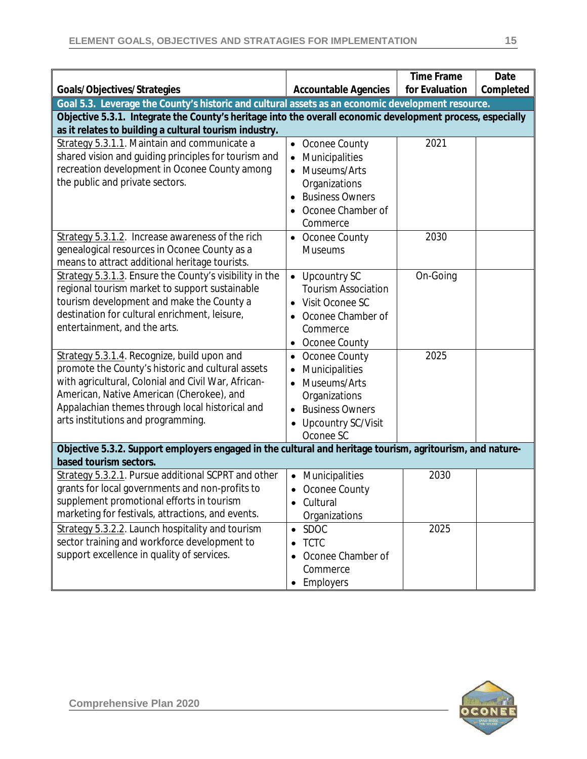| Goals/Objectives/Strategies | Accountable Agencies | Time Frame for Evaluation | Date Completed |
|---|---|---|---|
| **Goal 5.3. Leverage the County's historic and cultural assets as an economic development resource.** | | | |
| **Objective 5.3.1. Integrate the County's heritage into the overall economic development process, especially as it relates to building a cultural tourism industry.** | | | |
| Strategy 5.3.1.1. Maintain and communicate a shared vision and guiding principles for tourism and recreation development in Oconee County among the public and private sectors. | • Oconee County<br>• Municipalities<br>• Museums/Arts Organizations<br>• Business Owners<br>• Oconee Chamber of Commerce | 2021 | |
| Strategy 5.3.1.2. Increase awareness of the rich genealogical resources in Oconee County as a means to attract additional heritage tourists. | • Oconee County Museums | 2030 | |
| Strategy 5.3.1.3. Ensure the County's visibility in the regional tourism market to support sustainable tourism development and make the County a destination for cultural enrichment, leisure, entertainment, and the arts. | • Upcountry SC Tourism Association<br>• Visit Oconee SC<br>• Oconee Chamber of Commerce<br>• Oconee County | On-Going | |
| Strategy 5.3.1.4. Recognize, build upon and promote the County's historic and cultural assets with agricultural, Colonial and Civil War, African-American, Native American (Cherokee), and Appalachian themes through local historical and arts institutions and programming. | • Oconee County<br>• Municipalities<br>• Museums/Arts Organizations<br>• Business Owners<br>• Upcountry SC/Visit Oconee SC | 2025 | |
| **Objective 5.3.2. Support employers engaged in the cultural and heritage tourism, agritourism, and nature-based tourism sectors.** | | | |
| Strategy 5.3.2.1. Pursue additional SCPRT and other grants for local governments and non-profits to supplement promotional efforts in tourism marketing for festivals, attractions, and events. | • Municipalities<br>• Oconee County<br>• Cultural Organizations | 2030 | |
| Strategy 5.3.2.2. Launch hospitality and tourism sector training and workforce development to support excellence in quality of services. | • SDOC<br>• TCTC<br>• Oconee Chamber of Commerce<br>• Employers | 2025 | |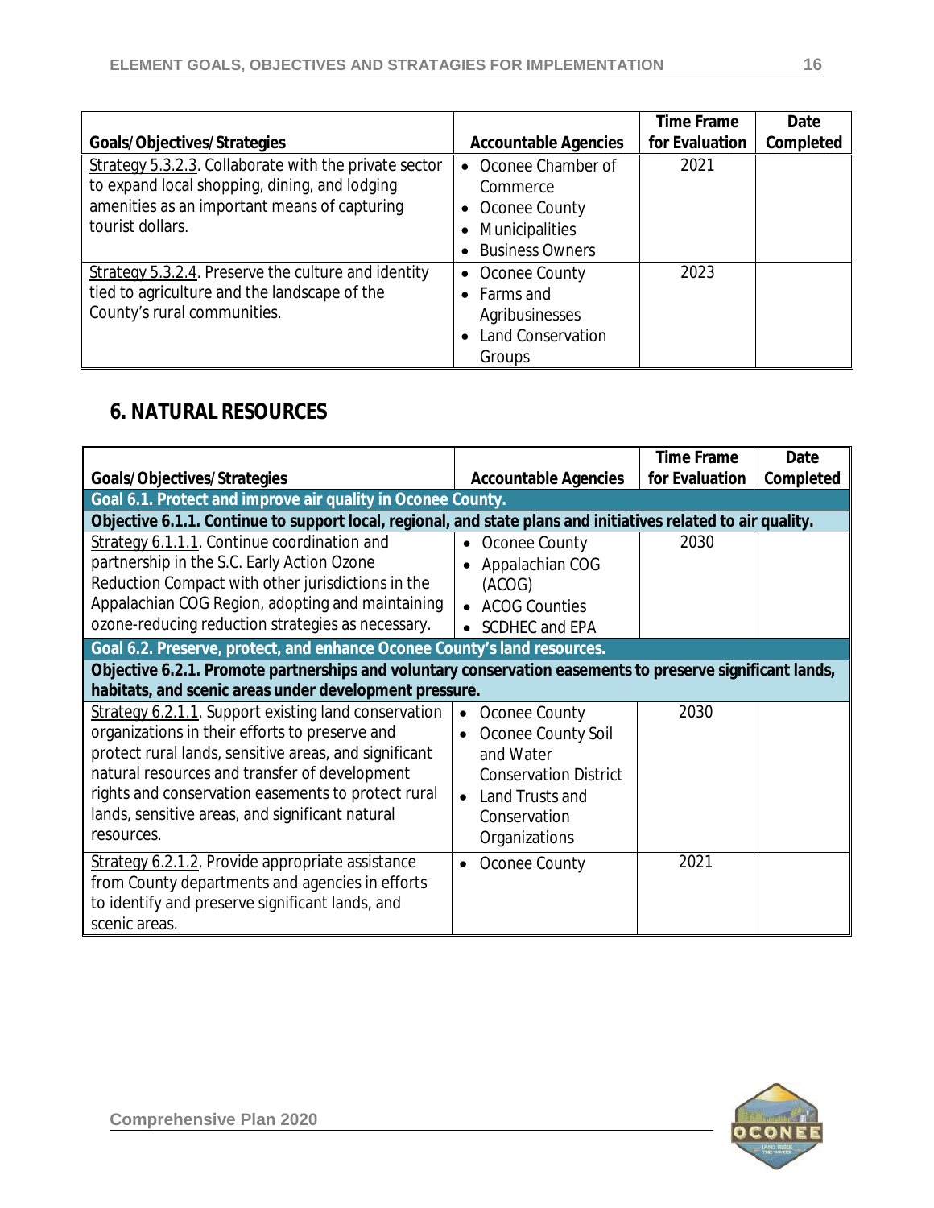| Goals/Objectives/Strategies | Accountable Agencies | Time Frame for Evaluation | Date Completed |
|---|---|---|---|
| Strategy 5.3.2.3. Collaborate with the private sector to expand local shopping, dining, and lodging amenities as an important means of capturing tourist dollars. | • Oconee Chamber of Commerce<br>• Oconee County<br>• Municipalities<br>• Business Owners | 2021 | |
| Strategy 5.3.2.4. Preserve the culture and identity tied to agriculture and the landscape of the County's rural communities. | • Oconee County<br>• Farms and Agribusinesses<br>• Land Conservation Groups | 2023 | |

## 6. NATURAL RESOURCES

| Goals/Objectives/Strategies | Accountable Agencies | Time Frame for Evaluation | Date Completed |
|---|---|---|---|
| **Goal 6.1. Protect and improve air quality in Oconee County.** | | | |
| **Objective 6.1.1. Continue to support local, regional, and state plans and initiatives related to air quality.** | | | |
| Strategy 6.1.1.1. Continue coordination and partnership in the S.C. Early Action Ozone Reduction Compact with other jurisdictions in the Appalachian COG Region, adopting and maintaining ozone-reducing reduction strategies as necessary. | • Oconee County<br>• Appalachian COG (ACOG)<br>• ACOG Counties<br>• SCDHEC and EPA | 2030 | |
| **Goal 6.2. Preserve, protect, and enhance Oconee County's land resources.** | | | |
| **Objective 6.2.1. Promote partnerships and voluntary conservation easements to preserve significant lands, habitats, and scenic areas under development pressure.** | | | |
| Strategy 6.2.1.1. Support existing land conservation organizations in their efforts to preserve and protect rural lands, sensitive areas, and significant natural resources and transfer of development rights and conservation easements to protect rural lands, sensitive areas, and significant natural resources. | • Oconee County<br>• Oconee County Soil and Water Conservation District<br>• Land Trusts and Conservation Organizations | 2030 | |
| Strategy 6.2.1.2. Provide appropriate assistance from County departments and agencies in efforts to identify and preserve significant lands, and scenic areas. | • Oconee County | 2021 | |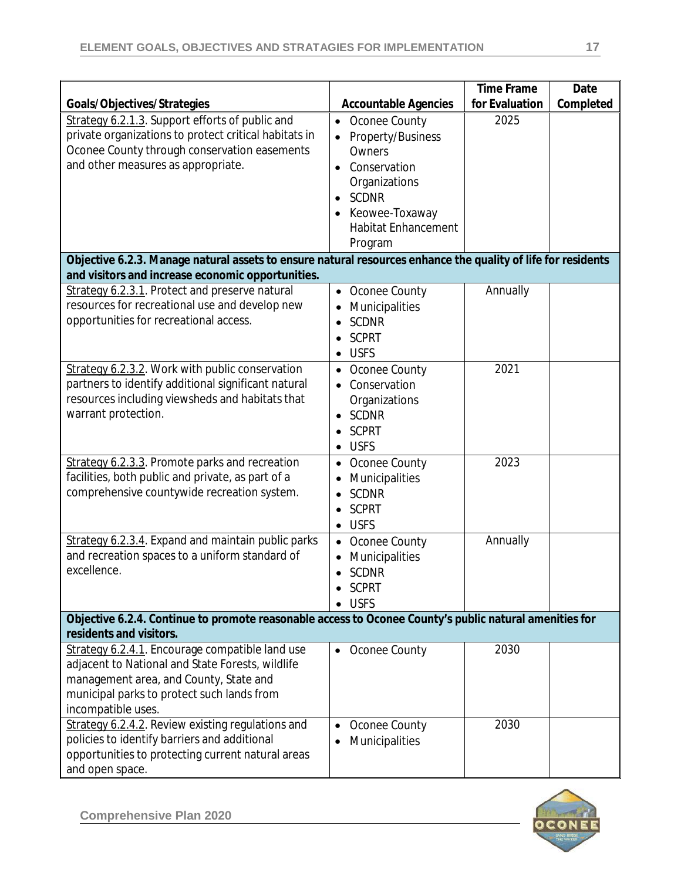| Goals/Objectives/Strategies | Accountable Agencies | Time Frame for Evaluation | Date Completed |
|---|---|---|---|
| Strategy 6.2.1.3. Support efforts of public and private organizations to protect critical habitats in Oconee County through conservation easements and other measures as appropriate. | • Oconee County<br>• Property/Business Owners<br>• Conservation Organizations<br>• SCDNR<br>• Keowee-Toxaway Habitat Enhancement Program | 2025 | |
| **Objective 6.2.3. Manage natural assets to ensure natural resources enhance the quality of life for residents and visitors and increase economic opportunities.** | | | |
| Strategy 6.2.3.1. Protect and preserve natural resources for recreational use and develop new opportunities for recreational access. | • Oconee County<br>• Municipalities<br>• SCDNR<br>• SCPRT<br>• USFS | Annually | |
| Strategy 6.2.3.2. Work with public conservation partners to identify additional significant natural resources including viewsheds and habitats that warrant protection. | • Oconee County<br>• Conservation Organizations<br>• SCDNR<br>• SCPRT<br>• USFS | 2021 | |
| Strategy 6.2.3.3. Promote parks and recreation facilities, both public and private, as part of a comprehensive countywide recreation system. | • Oconee County<br>• Municipalities<br>• SCDNR<br>• SCPRT<br>• USFS | 2023 | |
| Strategy 6.2.3.4. Expand and maintain public parks and recreation spaces to a uniform standard of excellence. | • Oconee County<br>• Municipalities<br>• SCDNR<br>• SCPRT<br>• USFS | Annually | |
| **Objective 6.2.4. Continue to promote reasonable access to Oconee County's public natural amenities for residents and visitors.** | | | |
| Strategy 6.2.4.1. Encourage compatible land use adjacent to National and State Forests, wildlife management area, and County, State and municipal parks to protect such lands from incompatible uses. | • Oconee County | 2030 | |
| Strategy 6.2.4.2. Review existing regulations and policies to identify barriers and additional opportunities to protecting current natural areas and open space. | • Oconee County<br>• Municipalities | 2030 | |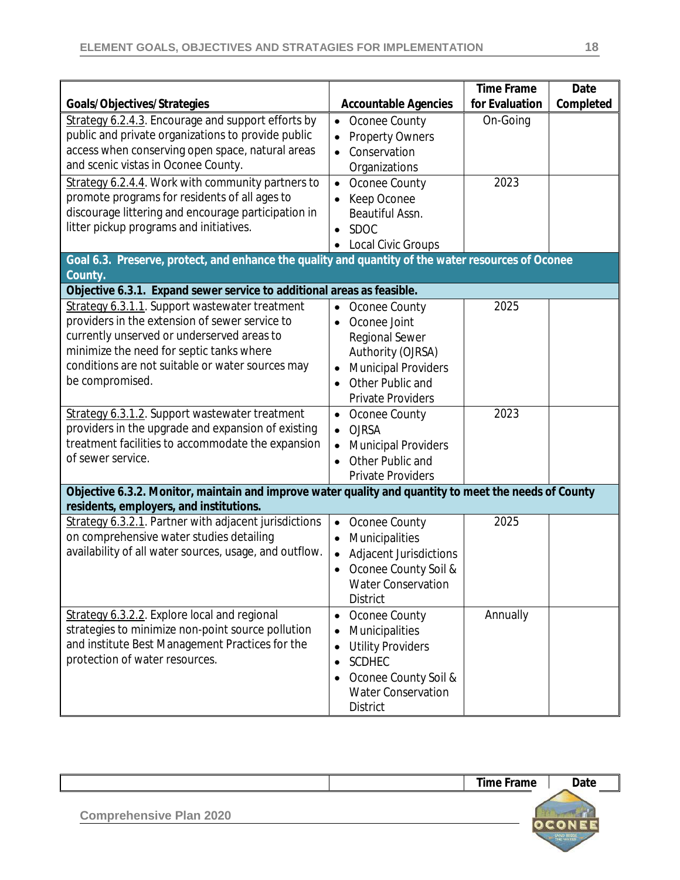| Goals/Objectives/Strategies | Accountable Agencies | Time Frame for Evaluation | Date Completed |
|---|---|---|---|
| Strategy 6.2.4.3. Encourage and support efforts by public and private organizations to provide public access when conserving open space, natural areas and scenic vistas in Oconee County. | • Oconee County<br>• Property Owners<br>• Conservation Organizations | On-Going | |
| Strategy 6.2.4.4. Work with community partners to promote programs for residents of all ages to discourage littering and encourage participation in litter pickup programs and initiatives. | • Oconee County<br>• Keep Oconee Beautiful Assn.<br>• SDOC<br>• Local Civic Groups | 2023 | |
| **Goal 6.3. Preserve, protect, and enhance the quality and quantity of the water resources of Oconee County.** | | | |
| **Objective 6.3.1. Expand sewer service to additional areas as feasible.** | | | |
| Strategy 6.3.1.1. Support wastewater treatment providers in the extension of sewer service to currently unserved or underserved areas to minimize the need for septic tanks where conditions are not suitable or water sources may be compromised. | • Oconee County<br>• Oconee Joint Regional Sewer Authority (OJRSA)<br>• Municipal Providers<br>• Other Public and Private Providers | 2025 | |
| Strategy 6.3.1.2. Support wastewater treatment providers in the upgrade and expansion of existing treatment facilities to accommodate the expansion of sewer service. | • Oconee County<br>• OJRSA<br>• Municipal Providers<br>• Other Public and Private Providers | 2023 | |
| **Objective 6.3.2. Monitor, maintain and improve water quality and quantity to meet the needs of County residents, employers, and institutions.** | | | |
| Strategy 6.3.2.1. Partner with adjacent jurisdictions on comprehensive water studies detailing availability of all water sources, usage, and outflow. | • Oconee County<br>• Municipalities<br>• Adjacent Jurisdictions<br>• Oconee County Soil & Water Conservation District | 2025 | |
| Strategy 6.3.2.2. Explore local and regional strategies to minimize non-point source pollution and institute Best Management Practices for the protection of water resources. | • Oconee County<br>• Municipalities<br>• Utility Providers<br>• SCDHEC<br>• Oconee County Soil & Water Conservation District | Annually | |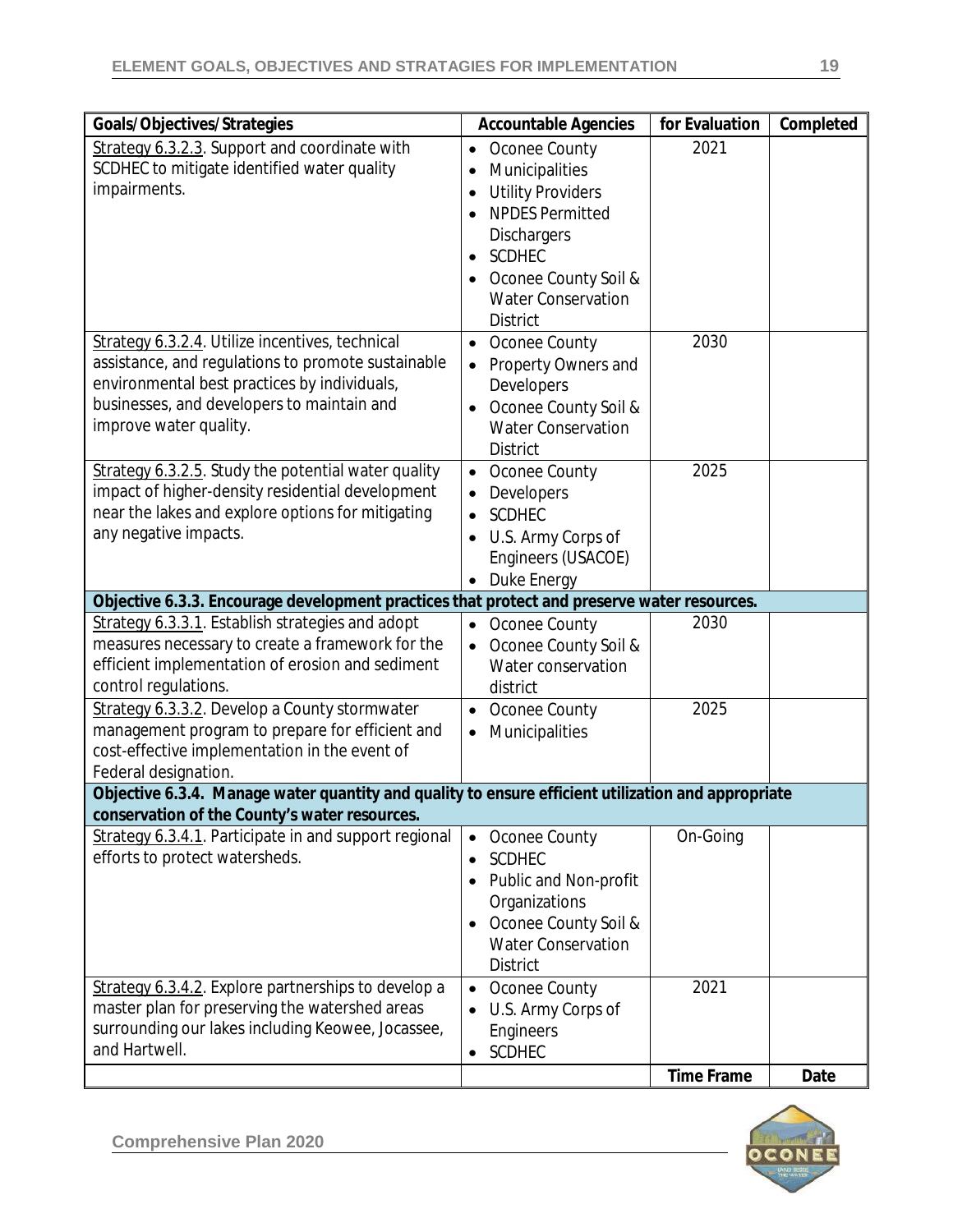| Goals/Objectives/Strategies | Accountable Agencies | for Evaluation | Completed |
|---|---|---|---|
| Strategy 6.3.2.3. Support and coordinate with SCDHEC to mitigate identified water quality impairments. | • Oconee County<br>• Municipalities<br>• Utility Providers<br>• NPDES Permitted Dischargers<br>• SCDHEC<br>• Oconee County Soil & Water Conservation District | 2021 | |
| Strategy 6.3.2.4. Utilize incentives, technical assistance, and regulations to promote sustainable environmental best practices by individuals, businesses, and developers to maintain and improve water quality. | • Oconee County<br>• Property Owners and Developers<br>• Oconee County Soil & Water Conservation District | 2030 | |
| Strategy 6.3.2.5. Study the potential water quality impact of higher-density residential development near the lakes and explore options for mitigating any negative impacts. | • Oconee County<br>• Developers<br>• SCDHEC<br>• U.S. Army Corps of Engineers (USACOE)<br>• Duke Energy | 2025 | |
| **Objective 6.3.3. Encourage development practices that protect and preserve water resources.** | | | |
| Strategy 6.3.3.1. Establish strategies and adopt measures necessary to create a framework for the efficient implementation of erosion and sediment control regulations. | • Oconee County<br>• Oconee County Soil & Water conservation district | 2030 | |
| Strategy 6.3.3.2. Develop a County stormwater management program to prepare for efficient and cost-effective implementation in the event of Federal designation. | • Oconee County<br>• Municipalities | 2025 | |
| **Objective 6.3.4. Manage water quantity and quality to ensure efficient utilization and appropriate conservation of the County's water resources.** | | | |
| Strategy 6.3.4.1. Participate in and support regional efforts to protect watersheds. | • Oconee County<br>• SCDHEC<br>• Public and Non-profit Organizations<br>• Oconee County Soil & Water Conservation District | On-Going | |
| Strategy 6.3.4.2. Explore partnerships to develop a master plan for preserving the watershed areas surrounding our lakes including Keowee, Jocassee, and Hartwell. | • Oconee County<br>• U.S. Army Corps of Engineers<br>• SCDHEC | 2021 | |
| | | **Time Frame** | **Date** |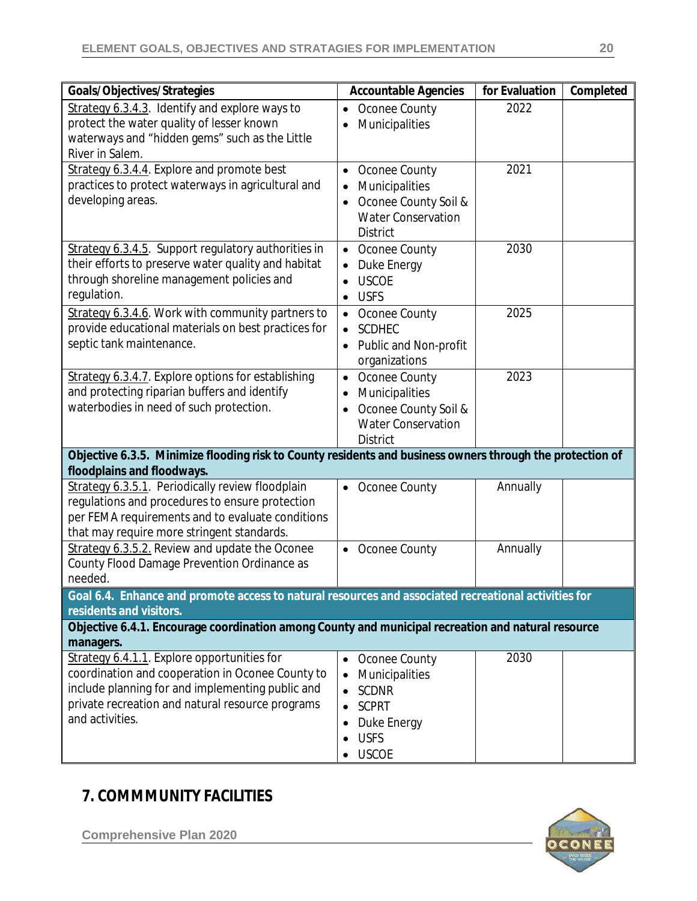| Goals/Objectives/Strategies | Accountable Agencies | for Evaluation | Completed |
|---|---|---|---|
| Strategy 6.3.4.3. Identify and explore ways to protect the water quality of lesser known waterways and "hidden gems" such as the Little River in Salem. | • Oconee County<br>• Municipalities | 2022 | |
| Strategy 6.3.4.4. Explore and promote best practices to protect waterways in agricultural and developing areas. | • Oconee County<br>• Municipalities<br>• Oconee County Soil & Water Conservation District | 2021 | |
| Strategy 6.3.4.5. Support regulatory authorities in their efforts to preserve water quality and habitat through shoreline management policies and regulation. | • Oconee County<br>• Duke Energy<br>• USCOE<br>• USFS | 2030 | |
| Strategy 6.3.4.6. Work with community partners to provide educational materials on best practices for septic tank maintenance. | • Oconee County<br>• SCDHEC<br>• Public and Non-profit organizations | 2025 | |
| Strategy 6.3.4.7. Explore options for establishing and protecting riparian buffers and identify waterbodies in need of such protection. | • Oconee County<br>• Municipalities<br>• Oconee County Soil & Water Conservation District | 2023 | |
| **Objective 6.3.5. Minimize flooding risk to County residents and business owners through the protection of floodplains and floodways.** | | | |
| Strategy 6.3.5.1. Periodically review floodplain regulations and procedures to ensure protection per FEMA requirements and to evaluate conditions that may require more stringent standards. | • Oconee County | Annually | |
| Strategy 6.3.5.2. Review and update the Oconee County Flood Damage Prevention Ordinance as needed. | • Oconee County | Annually | |
| **Goal 6.4. Enhance and promote access to natural resources and associated recreational activities for residents and visitors.** | | | |
| **Objective 6.4.1. Encourage coordination among County and municipal recreation and natural resource managers.** | | | |
| Strategy 6.4.1.1. Explore opportunities for coordination and cooperation in Oconee County to include planning for and implementing public and private recreation and natural resource programs and activities. | • Oconee County<br>• Municipalities<br>• SCDNR<br>• SCPRT<br>• Duke Energy<br>• USFS<br>• USCOE | 2030 | |

## 7. COMMMUNITY FACILITIES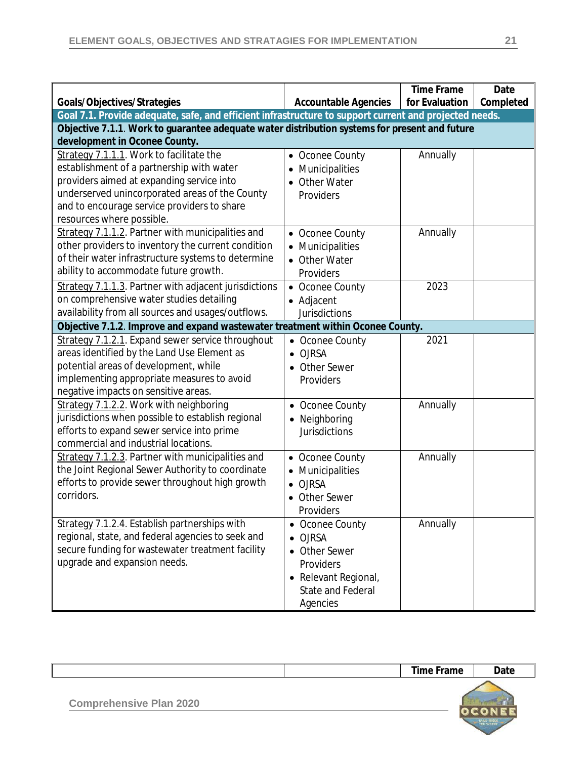| Goals/Objectives/Strategies | Accountable Agencies | Time Frame for Evaluation | Date Completed |
|---|---|---|---|
| **Goal 7.1. Provide adequate, safe, and efficient infrastructure to support current and projected needs.** | | | |
| **Objective 7.1.1. Work to guarantee adequate water distribution systems for present and future development in Oconee County.** | | | |
| Strategy 7.1.1.1. Work to facilitate the establishment of a partnership with water providers aimed at expanding service into underserved unincorporated areas of the County and to encourage service providers to share resources where possible. | • Oconee County<br>• Municipalities<br>• Other Water Providers | Annually | |
| Strategy 7.1.1.2. Partner with municipalities and other providers to inventory the current condition of their water infrastructure systems to determine ability to accommodate future growth. | • Oconee County<br>• Municipalities<br>• Other Water Providers | Annually | |
| Strategy 7.1.1.3. Partner with adjacent jurisdictions on comprehensive water studies detailing availability from all sources and usages/outflows. | • Oconee County<br>• Adjacent Jurisdictions | 2023 | |
| **Objective 7.1.2. Improve and expand wastewater treatment within Oconee County.** | | | |
| Strategy 7.1.2.1. Expand sewer service throughout areas identified by the Land Use Element as potential areas of development, while implementing appropriate measures to avoid negative impacts on sensitive areas. | • Oconee County<br>• OJRSA<br>• Other Sewer Providers | 2021 | |
| Strategy 7.1.2.2. Work with neighboring jurisdictions when possible to establish regional efforts to expand sewer service into prime commercial and industrial locations. | • Oconee County<br>• Neighboring Jurisdictions | Annually | |
| Strategy 7.1.2.3. Partner with municipalities and the Joint Regional Sewer Authority to coordinate efforts to provide sewer throughout high growth corridors. | • Oconee County<br>• Municipalities<br>• OJRSA<br>• Other Sewer Providers | Annually | |
| Strategy 7.1.2.4. Establish partnerships with regional, state, and federal agencies to seek and secure funding for wastewater treatment facility upgrade and expansion needs. | • Oconee County<br>• OJRSA<br>• Other Sewer Providers<br>• Relevant Regional, State and Federal Agencies | Annually | |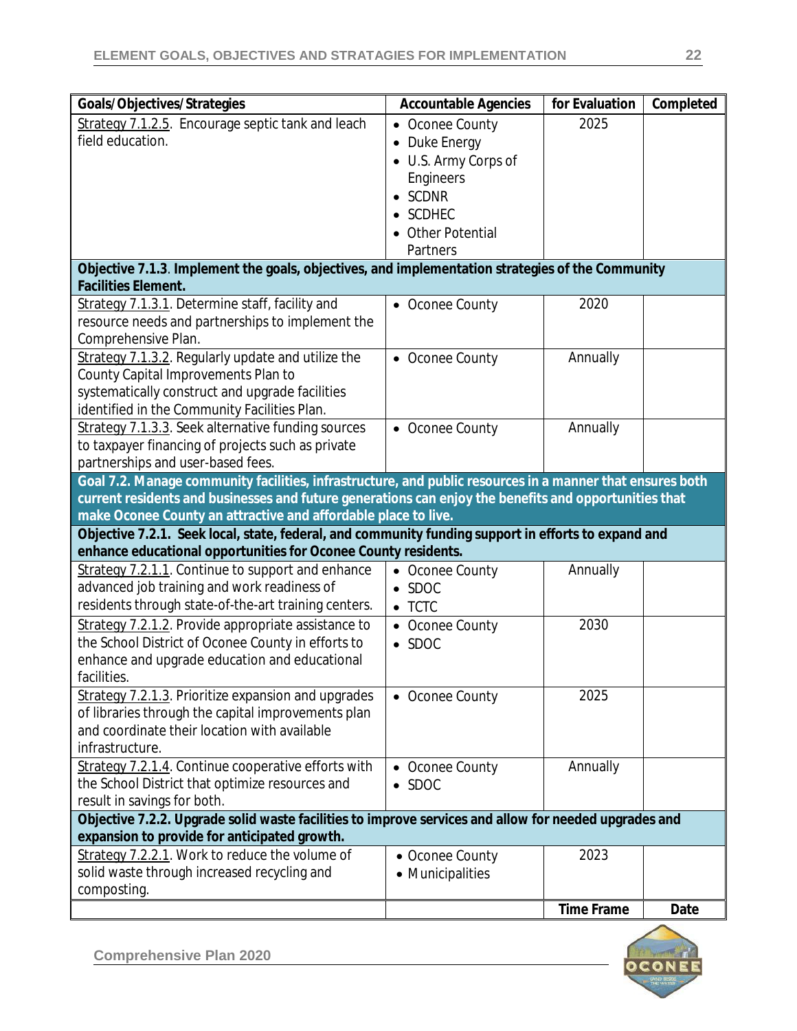| Goals/Objectives/Strategies | Accountable Agencies | for Evaluation | Completed |
|---|---|---|---|
| Strategy 7.1.2.5. Encourage septic tank and leach field education. | • Oconee County<br>• Duke Energy<br>• U.S. Army Corps of Engineers<br>• SCDNR<br>• SCDHEC<br>• Other Potential Partners | 2025 | |
| **Objective 7.1.3. Implement the goals, objectives, and implementation strategies of the Community Facilities Element.** | | | |
| Strategy 7.1.3.1. Determine staff, facility and resource needs and partnerships to implement the Comprehensive Plan. | • Oconee County | 2020 | |
| Strategy 7.1.3.2. Regularly update and utilize the County Capital Improvements Plan to systematically construct and upgrade facilities identified in the Community Facilities Plan. | • Oconee County | Annually | |
| Strategy 7.1.3.3. Seek alternative funding sources to taxpayer financing of projects such as private partnerships and user-based fees. | • Oconee County | Annually | |
| **Goal 7.2. Manage community facilities, infrastructure, and public resources in a manner that ensures both current residents and businesses and future generations can enjoy the benefits and opportunities that make Oconee County an attractive and affordable place to live.** | | | |
| **Objective 7.2.1. Seek local, state, federal, and community funding support in efforts to expand and enhance educational opportunities for Oconee County residents.** | | | |
| Strategy 7.2.1.1. Continue to support and enhance advanced job training and work readiness of residents through state-of-the-art training centers. | • Oconee County<br>• SDOC<br>• TCTC | Annually | |
| Strategy 7.2.1.2. Provide appropriate assistance to the School District of Oconee County in efforts to enhance and upgrade education and educational facilities. | • Oconee County<br>• SDOC | 2030 | |
| Strategy 7.2.1.3. Prioritize expansion and upgrades of libraries through the capital improvements plan and coordinate their location with available infrastructure. | • Oconee County | 2025 | |
| Strategy 7.2.1.4. Continue cooperative efforts with the School District that optimize resources and result in savings for both. | • Oconee County<br>• SDOC | Annually | |
| **Objective 7.2.2. Upgrade solid waste facilities to improve services and allow for needed upgrades and expansion to provide for anticipated growth.** | | | |
| Strategy 7.2.2.1. Work to reduce the volume of solid waste through increased recycling and composting. | • Oconee County<br>• Municipalities | 2023 | |
| | | **Time Frame** | **Date** |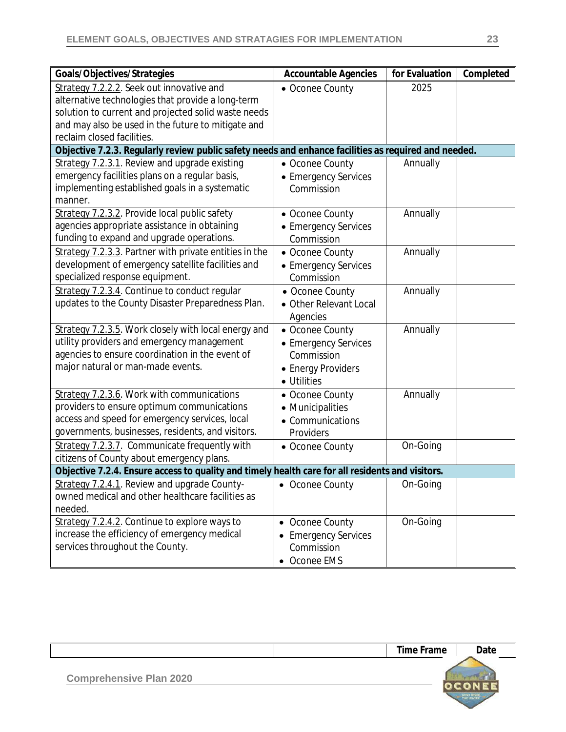| Goals/Objectives/Strategies | Accountable Agencies | for Evaluation | Completed |
|---|---|---|---|
| Strategy 7.2.2.2. Seek out innovative and alternative technologies that provide a long-term solution to current and projected solid waste needs and may also be used in the future to mitigate and reclaim closed facilities. | • Oconee County | 2025 | |
| **Objective 7.2.3. Regularly review public safety needs and enhance facilities as required and needed.** | | | |
| Strategy 7.2.3.1. Review and upgrade existing emergency facilities plans on a regular basis, implementing established goals in a systematic manner. | • Oconee County<br>• Emergency Services Commission | Annually | |
| Strategy 7.2.3.2. Provide local public safety agencies appropriate assistance in obtaining funding to expand and upgrade operations. | • Oconee County<br>• Emergency Services Commission | Annually | |
| Strategy 7.2.3.3. Partner with private entities in the development of emergency satellite facilities and specialized response equipment. | • Oconee County<br>• Emergency Services Commission | Annually | |
| Strategy 7.2.3.4. Continue to conduct regular updates to the County Disaster Preparedness Plan. | • Oconee County<br>• Other Relevant Local Agencies | Annually | |
| Strategy 7.2.3.5. Work closely with local energy and utility providers and emergency management agencies to ensure coordination in the event of major natural or man-made events. | • Oconee County<br>• Emergency Services Commission<br>• Energy Providers<br>• Utilities | Annually | |
| Strategy 7.2.3.6. Work with communications providers to ensure optimum communications access and speed for emergency services, local governments, businesses, residents, and visitors. | • Oconee County<br>• Municipalities<br>• Communications Providers | Annually | |
| Strategy 7.2.3.7. Communicate frequently with citizens of County about emergency plans. | • Oconee County | On-Going | |
| **Objective 7.2.4. Ensure access to quality and timely health care for all residents and visitors.** | | | |
| Strategy 7.2.4.1. Review and upgrade County-owned medical and other healthcare facilities as needed. | • Oconee County | On-Going | |
| Strategy 7.2.4.2. Continue to explore ways to increase the efficiency of emergency medical services throughout the County. | • Oconee County<br>• Emergency Services Commission<br>• Oconee EMS | On-Going | |
| | | Time Frame | Date |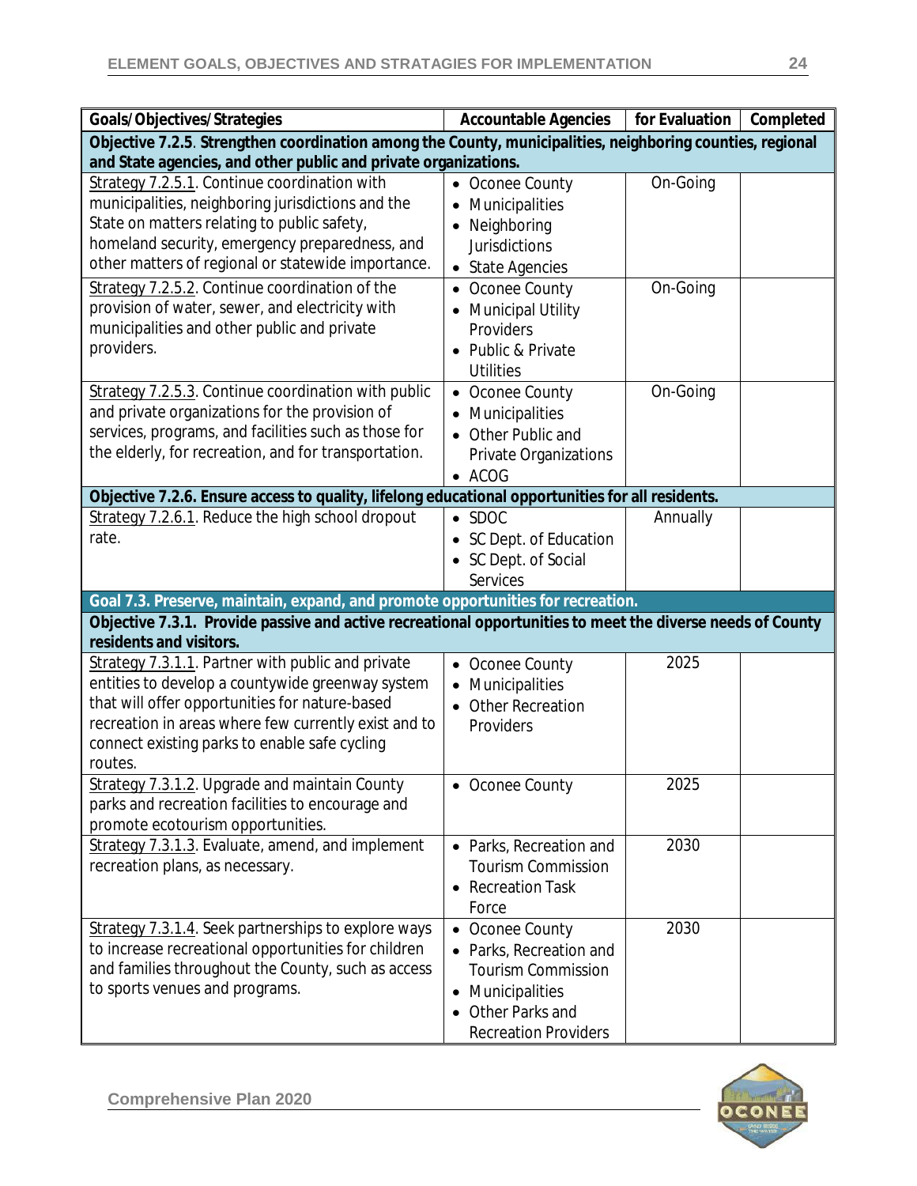| Goals/Objectives/Strategies | Accountable Agencies | for Evaluation | Completed |
|---|---|---|---|
| **Objective 7.2.5. Strengthen coordination among the County, municipalities, neighboring counties, regional and State agencies, and other public and private organizations.** | | | |
| Strategy 7.2.5.1. Continue coordination with municipalities, neighboring jurisdictions and the State on matters relating to public safety, homeland security, emergency preparedness, and other matters of regional or statewide importance. | • Oconee County<br>• Municipalities<br>• Neighboring Jurisdictions<br>• State Agencies | On-Going | |
| Strategy 7.2.5.2. Continue coordination of the provision of water, sewer, and electricity with municipalities and other public and private providers. | • Oconee County<br>• Municipal Utility Providers<br>• Public & Private Utilities | On-Going | |
| Strategy 7.2.5.3. Continue coordination with public and private organizations for the provision of services, programs, and facilities such as those for the elderly, for recreation, and for transportation. | • Oconee County<br>• Municipalities<br>• Other Public and Private Organizations<br>• ACOG | On-Going | |
| **Objective 7.2.6. Ensure access to quality, lifelong educational opportunities for all residents.** | | | |
| Strategy 7.2.6.1. Reduce the high school dropout rate. | • SDOC<br>• SC Dept. of Education<br>• SC Dept. of Social Services | Annually | |
| **Goal 7.3. Preserve, maintain, expand, and promote opportunities for recreation.** | | | |
| **Objective 7.3.1. Provide passive and active recreational opportunities to meet the diverse needs of County residents and visitors.** | | | |
| Strategy 7.3.1.1. Partner with public and private entities to develop a countywide greenway system that will offer opportunities for nature-based recreation in areas where few currently exist and to connect existing parks to enable safe cycling routes. | • Oconee County<br>• Municipalities<br>• Other Recreation Providers | 2025 | |
| Strategy 7.3.1.2. Upgrade and maintain County parks and recreation facilities to encourage and promote ecotourism opportunities. | • Oconee County | 2025 | |
| Strategy 7.3.1.3. Evaluate, amend, and implement recreation plans, as necessary. | • Parks, Recreation and Tourism Commission<br>• Recreation Task Force | 2030 | |
| Strategy 7.3.1.4. Seek partnerships to explore ways to increase recreational opportunities for children and families throughout the County, such as access to sports venues and programs. | • Oconee County<br>• Parks, Recreation and Tourism Commission<br>• Municipalities<br>• Other Parks and Recreation Providers | 2030 | |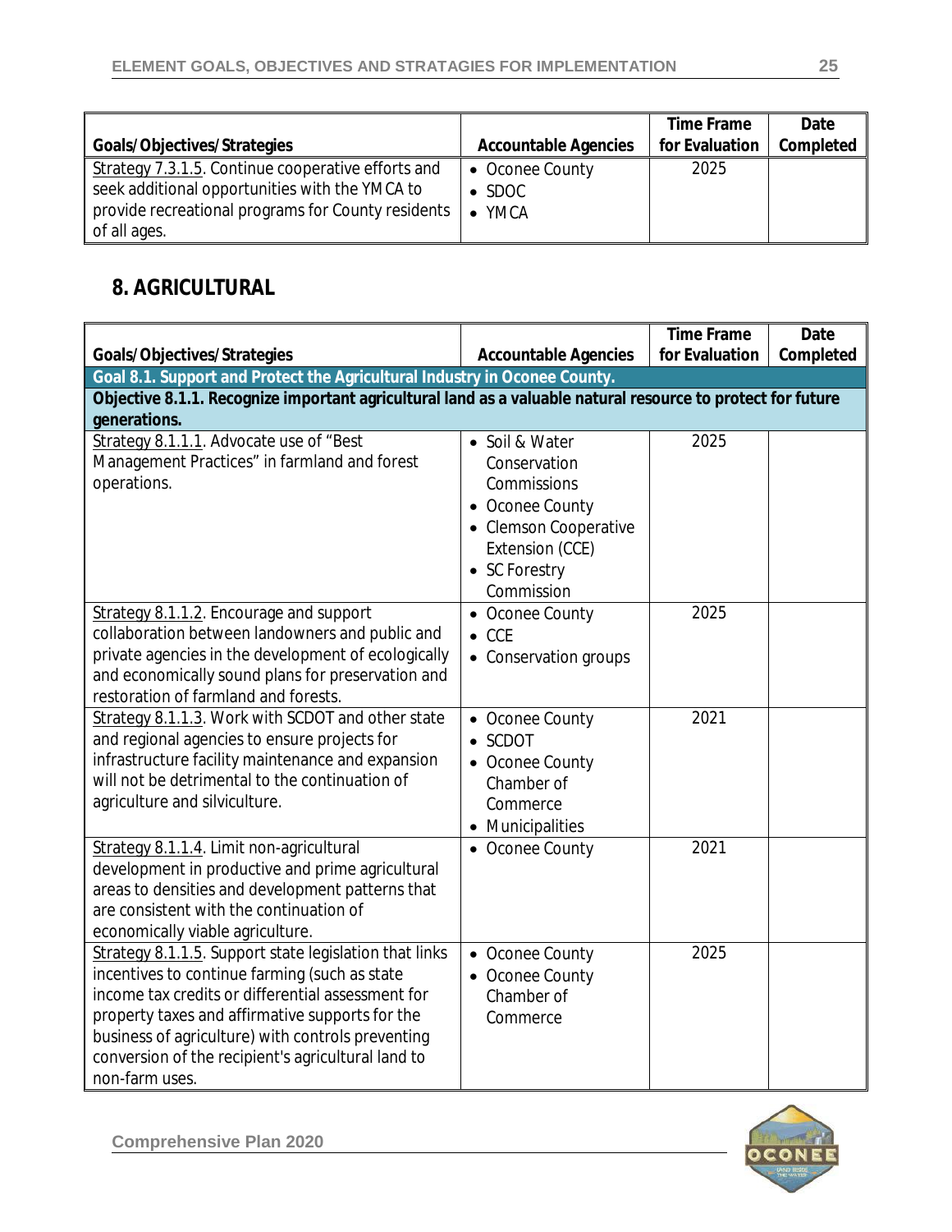| Goals/Objectives/Strategies | Accountable Agencies | Time Frame for Evaluation | Date Completed |
|---|---|---|---|
| Strategy 7.3.1.5. Continue cooperative efforts and seek additional opportunities with the YMCA to provide recreational programs for County residents of all ages. | • Oconee County<br>• SDOC<br>• YMCA | 2025 | |

## 8. AGRICULTURAL

| Goals/Objectives/Strategies | Accountable Agencies | Time Frame for Evaluation | Date Completed |
|---|---|---|---|
| **Goal 8.1. Support and Protect the Agricultural Industry in Oconee County.** | | | |
| **Objective 8.1.1. Recognize important agricultural land as a valuable natural resource to protect for future generations.** | | | |
| Strategy 8.1.1.1. Advocate use of "Best Management Practices" in farmland and forest operations. | • Soil & Water Conservation Commissions<br>• Oconee County<br>• Clemson Cooperative Extension (CCE)<br>• SC Forestry Commission | 2025 | |
| Strategy 8.1.1.2. Encourage and support collaboration between landowners and public and private agencies in the development of ecologically and economically sound plans for preservation and restoration of farmland and forests. | • Oconee County<br>• CCE<br>• Conservation groups | 2025 | |
| Strategy 8.1.1.3. Work with SCDOT and other state and regional agencies to ensure projects for infrastructure facility maintenance and expansion will not be detrimental to the continuation of agriculture and silviculture. | • Oconee County<br>• SCDOT<br>• Oconee County Chamber of Commerce<br>• Municipalities | 2021 | |
| Strategy 8.1.1.4. Limit non-agricultural development in productive and prime agricultural areas to densities and development patterns that are consistent with the continuation of economically viable agriculture. | • Oconee County | 2021 | |
| Strategy 8.1.1.5. Support state legislation that links incentives to continue farming (such as state income tax credits or differential assessment for property taxes and affirmative supports for the business of agriculture) with controls preventing conversion of the recipient's agricultural land to non-farm uses. | • Oconee County<br>• Oconee County Chamber of Commerce | 2025 | |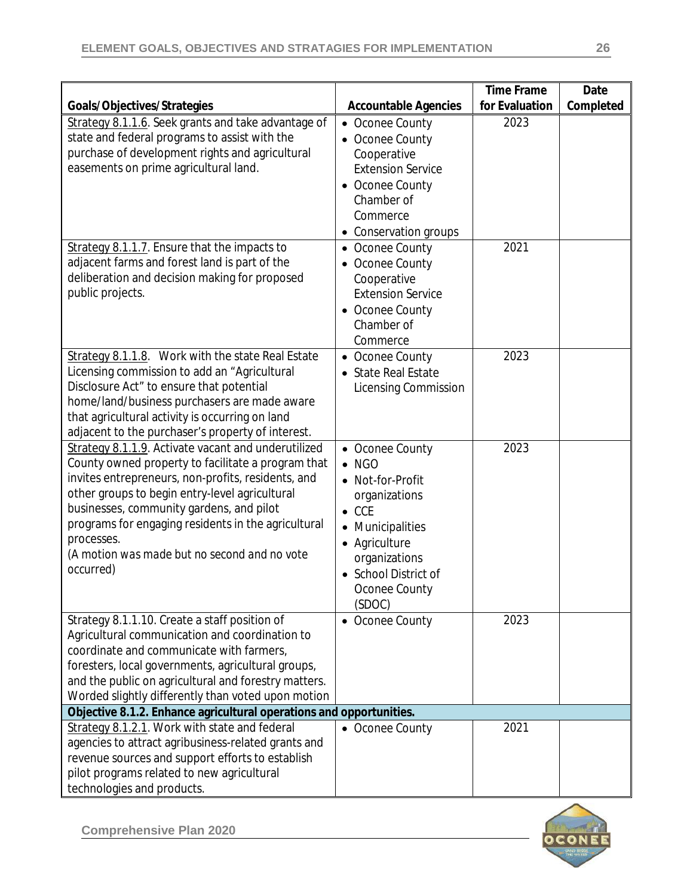| Goals/Objectives/Strategies | Accountable Agencies | Time Frame for Evaluation | Date Completed |
|---|---|---|---|
| Strategy 8.1.1.6. Seek grants and take advantage of state and federal programs to assist with the purchase of development rights and agricultural easements on prime agricultural land. | • Oconee County<br>• Oconee County Cooperative Extension Service<br>• Oconee County Chamber of Commerce<br>• Conservation groups | 2023 | |
| Strategy 8.1.1.7. Ensure that the impacts to adjacent farms and forest land is part of the deliberation and decision making for proposed public projects. | • Oconee County<br>• Oconee County Cooperative Extension Service<br>• Oconee County Chamber of Commerce | 2021 | |
| Strategy 8.1.1.8. Work with the state Real Estate Licensing commission to add an "Agricultural Disclosure Act" to ensure that potential home/land/business purchasers are made aware that agricultural activity is occurring on land adjacent to the purchaser's property of interest. | • Oconee County<br>• State Real Estate Licensing Commission | 2023 | |
| Strategy 8.1.1.9. Activate vacant and underutilized County owned property to facilitate a program that invites entrepreneurs, non-profits, residents, and other groups to begin entry-level agricultural businesses, community gardens, and pilot programs for engaging residents in the agricultural processes.<br>*(A motion was made but no second and no vote occurred)* | • Oconee County<br>• NGO<br>• Not-for-Profit organizations<br>• CCE<br>• Municipalities<br>• Agriculture organizations<br>• School District of Oconee County (SDOC) | 2023 | |
| Strategy 8.1.1.10. Create a staff position of Agricultural communication and coordination to coordinate and communicate with farmers, foresters, local governments, agricultural groups, and the public on agricultural and forestry matters. Worded slightly differently than voted upon motion | • Oconee County | 2023 | |
| **Objective 8.1.2. Enhance agricultural operations and opportunities.** | | | |
| Strategy 8.1.2.1. Work with state and federal agencies to attract agribusiness-related grants and revenue sources and support efforts to establish pilot programs related to new agricultural technologies and products. | • Oconee County | 2021 | |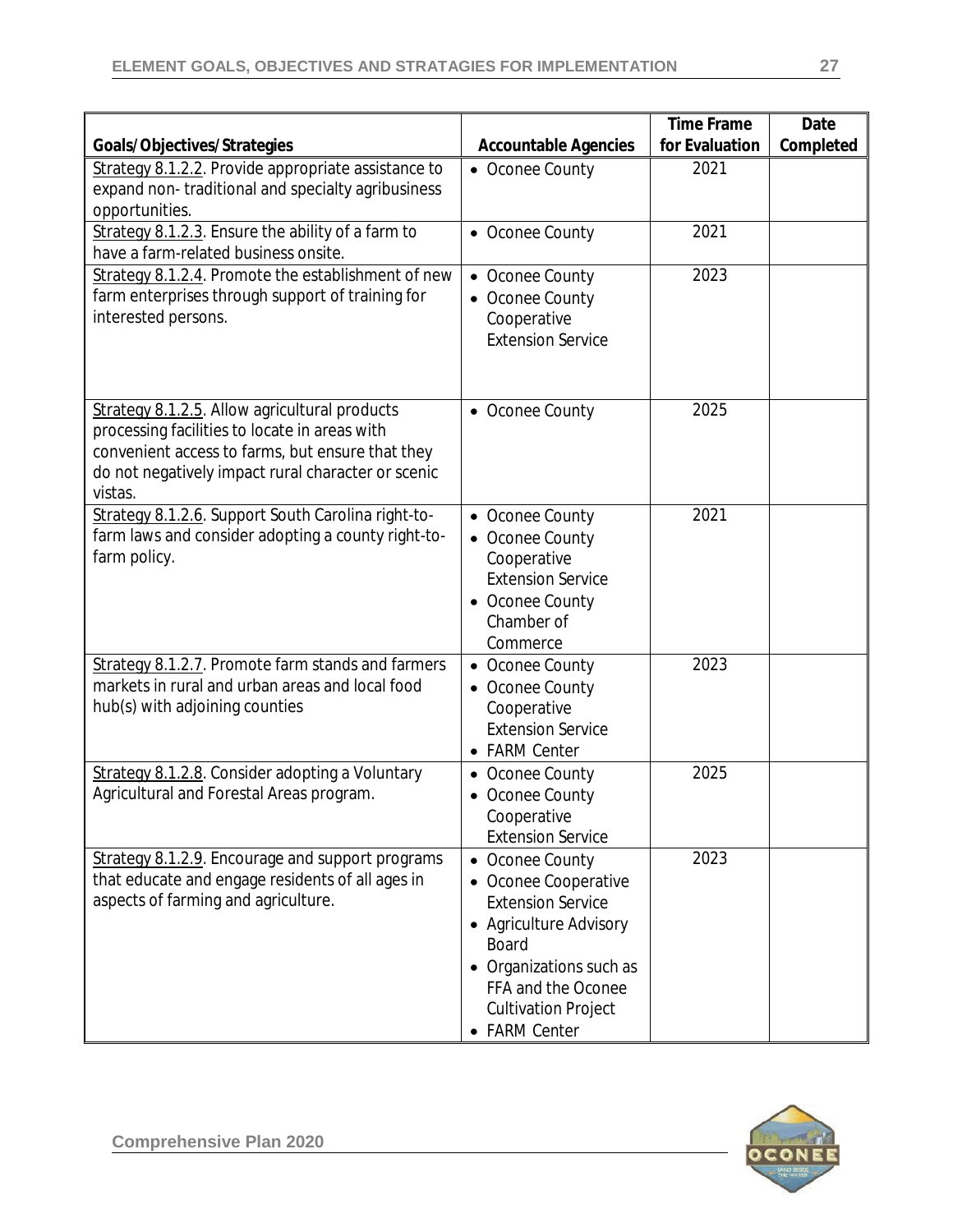| Goals/Objectives/Strategies | Accountable Agencies | Time Frame for Evaluation | Date Completed |
|---|---|---|---|
| Strategy 8.1.2.2. Provide appropriate assistance to expand non- traditional and specialty agribusiness opportunities. | • Oconee County | 2021 | |
| Strategy 8.1.2.3. Ensure the ability of a farm to have a farm-related business onsite. | • Oconee County | 2021 | |
| Strategy 8.1.2.4. Promote the establishment of new farm enterprises through support of training for interested persons. | • Oconee County<br>• Oconee County Cooperative Extension Service | 2023 | |
| Strategy 8.1.2.5. Allow agricultural products processing facilities to locate in areas with convenient access to farms, but ensure that they do not negatively impact rural character or scenic vistas. | • Oconee County | 2025 | |
| Strategy 8.1.2.6. Support South Carolina right-to-farm laws and consider adopting a county right-to-farm policy. | • Oconee County<br>• Oconee County Cooperative Extension Service<br>• Oconee County Chamber of Commerce | 2021 | |
| Strategy 8.1.2.7. Promote farm stands and farmers markets in rural and urban areas and local food hub(s) with adjoining counties | • Oconee County<br>• Oconee County Cooperative Extension Service<br>• FARM Center | 2023 | |
| Strategy 8.1.2.8. Consider adopting a Voluntary Agricultural and Forestal Areas program. | • Oconee County<br>• Oconee County Cooperative Extension Service | 2025 | |
| Strategy 8.1.2.9. Encourage and support programs that educate and engage residents of all ages in aspects of farming and agriculture. | • Oconee County<br>• Oconee Cooperative Extension Service<br>• Agriculture Advisory Board<br>• Organizations such as FFA and the Oconee Cultivation Project<br>• FARM Center | 2023 | |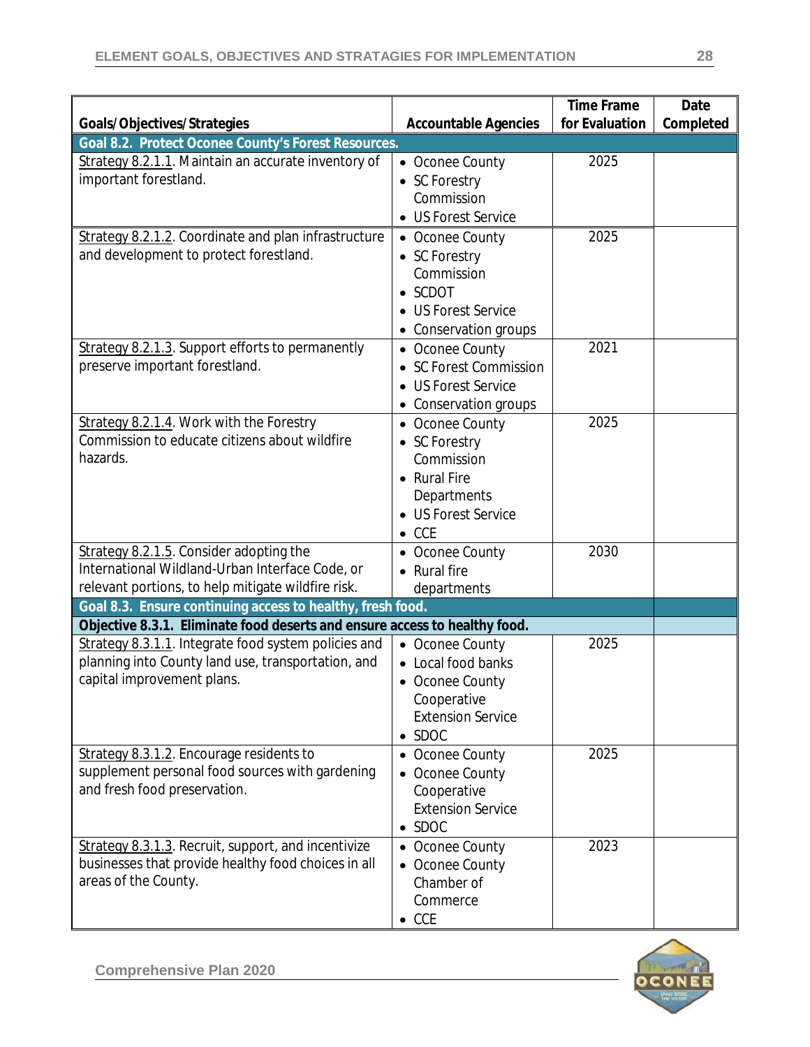| Goals/Objectives/Strategies | Accountable Agencies | Time Frame for Evaluation | Date Completed |
|---|---|---|---|
| **Goal 8.2. Protect Oconee County's Forest Resources.** | | | |
| Strategy 8.2.1.1. Maintain an accurate inventory of important forestland. | • Oconee County<br>• SC Forestry Commission<br>• US Forest Service | 2025 | |
| Strategy 8.2.1.2. Coordinate and plan infrastructure and development to protect forestland. | • Oconee County<br>• SC Forestry Commission<br>• SCDOT<br>• US Forest Service<br>• Conservation groups | 2025 | |
| Strategy 8.2.1.3. Support efforts to permanently preserve important forestland. | • Oconee County<br>• SC Forest Commission<br>• US Forest Service<br>• Conservation groups | 2021 | |
| Strategy 8.2.1.4. Work with the Forestry Commission to educate citizens about wildfire hazards. | • Oconee County<br>• SC Forestry Commission<br>• Rural Fire Departments<br>• US Forest Service<br>• CCE | 2025 | |
| Strategy 8.2.1.5. Consider adopting the International Wildland-Urban Interface Code, or relevant portions, to help mitigate wildfire risk. | • Oconee County<br>• Rural fire departments | 2030 | |
| **Goal 8.3. Ensure continuing access to healthy, fresh food.** | | | |
| **Objective 8.3.1. Eliminate food deserts and ensure access to healthy food.** | | | |
| Strategy 8.3.1.1. Integrate food system policies and planning into County land use, transportation, and capital improvement plans. | • Oconee County<br>• Local food banks<br>• Oconee County Cooperative Extension Service<br>• SDOC | 2025 | |
| Strategy 8.3.1.2. Encourage residents to supplement personal food sources with gardening and fresh food preservation. | • Oconee County<br>• Oconee County Cooperative Extension Service<br>• SDOC | 2025 | |
| Strategy 8.3.1.3. Recruit, support, and incentivize businesses that provide healthy food choices in all areas of the County. | • Oconee County<br>• Oconee County Chamber of Commerce<br>• CCE | 2023 | |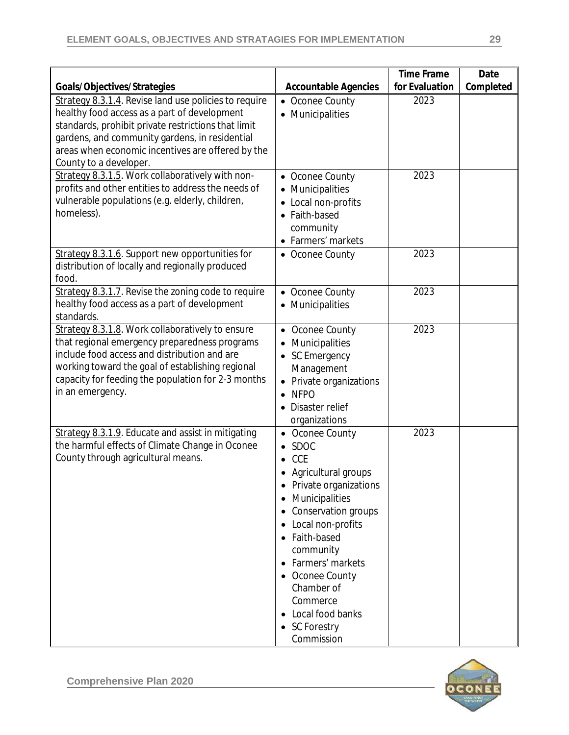| Goals/Objectives/Strategies | Accountable Agencies | Time Frame for Evaluation | Date Completed |
|---|---|---|---|
| Strategy 8.3.1.4. Revise land use policies to require healthy food access as a part of development standards, prohibit private restrictions that limit gardens, and community gardens, in residential areas when economic incentives are offered by the County to a developer. | • Oconee County<br>• Municipalities | 2023 | |
| Strategy 8.3.1.5. Work collaboratively with non-profits and other entities to address the needs of vulnerable populations (e.g. elderly, children, homeless). | • Oconee County<br>• Municipalities<br>• Local non-profits<br>• Faith-based community<br>• Farmers' markets | 2023 | |
| Strategy 8.3.1.6. Support new opportunities for distribution of locally and regionally produced food. | • Oconee County | 2023 | |
| Strategy 8.3.1.7. Revise the zoning code to require healthy food access as a part of development standards. | • Oconee County<br>• Municipalities | 2023 | |
| Strategy 8.3.1.8. Work collaboratively to ensure that regional emergency preparedness programs include food access and distribution and are working toward the goal of establishing regional capacity for feeding the population for 2-3 months in an emergency. | • Oconee County<br>• Municipalities<br>• SC Emergency Management<br>• Private organizations<br>• NFPO<br>• Disaster relief organizations | 2023 | |
| Strategy 8.3.1.9. Educate and assist in mitigating the harmful effects of Climate Change in Oconee County through agricultural means. | • Oconee County<br>• SDOC<br>• CCE<br>• Agricultural groups<br>• Private organizations<br>• Municipalities<br>• Conservation groups<br>• Local non-profits<br>• Faith-based community<br>• Farmers' markets<br>• Oconee County Chamber of Commerce<br>• Local food banks<br>• SC Forestry Commission | 2023 | |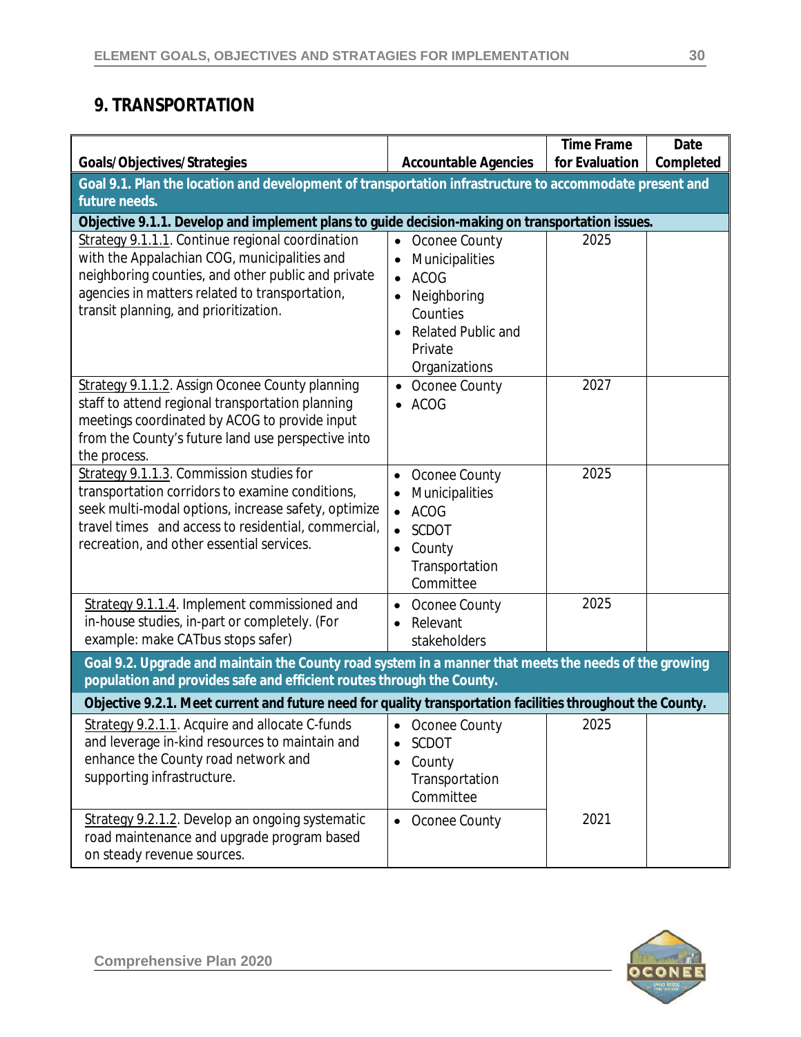## 9. TRANSPORTATION

| Goals/Objectives/Strategies | Accountable Agencies | Time Frame for Evaluation | Date Completed |
|---|---|---|---|
| **Goal 9.1. Plan the location and development of transportation infrastructure to accommodate present and future needs.** | | | |
| **Objective 9.1.1. Develop and implement plans to guide decision-making on transportation issues.** | | | |
| Strategy 9.1.1.1. Continue regional coordination with the Appalachian COG, municipalities and neighboring counties, and other public and private agencies in matters related to transportation, transit planning, and prioritization. | • Oconee County<br>• Municipalities<br>• ACOG<br>• Neighboring Counties<br>• Related Public and Private Organizations | 2025 | |
| Strategy 9.1.1.2. Assign Oconee County planning staff to attend regional transportation planning meetings coordinated by ACOG to provide input from the County's future land use perspective into the process. | • Oconee County<br>• ACOG | 2027 | |
| Strategy 9.1.1.3. Commission studies for transportation corridors to examine conditions, seek multi-modal options, increase safety, optimize travel times and access to residential, commercial, recreation, and other essential services. | • Oconee County<br>• Municipalities<br>• ACOG<br>• SCDOT<br>• County Transportation Committee | 2025 | |
| Strategy 9.1.1.4. Implement commissioned and in-house studies, in-part or completely. (For example: make CATbus stops safer) | • Oconee County<br>• Relevant stakeholders | 2025 | |
| **Goal 9.2. Upgrade and maintain the County road system in a manner that meets the needs of the growing population and provides safe and efficient routes through the County.** | | | |
| **Objective 9.2.1. Meet current and future need for quality transportation facilities throughout the County.** | | | |
| Strategy 9.2.1.1. Acquire and allocate C-funds and leverage in-kind resources to maintain and enhance the County road network and supporting infrastructure. | • Oconee County<br>• SCDOT<br>• County Transportation Committee | 2025 | |
| Strategy 9.2.1.2. Develop an ongoing systematic road maintenance and upgrade program based on steady revenue sources. | • Oconee County | 2021 | |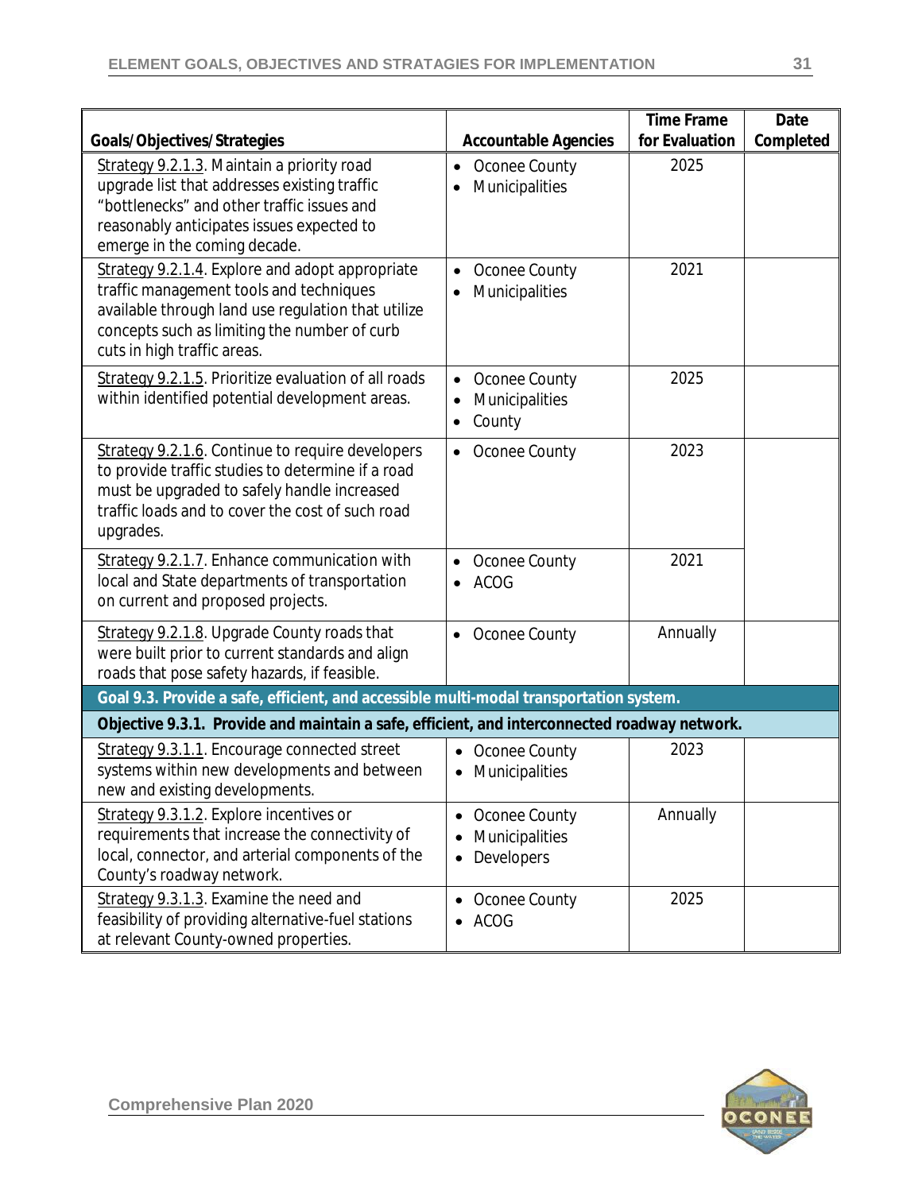| Goals/Objectives/Strategies | Accountable Agencies | Time Frame for Evaluation | Date Completed |
|---|---|---|---|
| Strategy 9.2.1.3. Maintain a priority road upgrade list that addresses existing traffic "bottlenecks" and other traffic issues and reasonably anticipates issues expected to emerge in the coming decade. | • Oconee County<br>• Municipalities | 2025 | |
| Strategy 9.2.1.4. Explore and adopt appropriate traffic management tools and techniques available through land use regulation that utilize concepts such as limiting the number of curb cuts in high traffic areas. | • Oconee County<br>• Municipalities | 2021 | |
| Strategy 9.2.1.5. Prioritize evaluation of all roads within identified potential development areas. | • Oconee County<br>• Municipalities<br>• County | 2025 | |
| Strategy 9.2.1.6. Continue to require developers to provide traffic studies to determine if a road must be upgraded to safely handle increased traffic loads and to cover the cost of such road upgrades. | • Oconee County | 2023 | |
| Strategy 9.2.1.7. Enhance communication with local and State departments of transportation on current and proposed projects. | • Oconee County<br>• ACOG | 2021 | |
| Strategy 9.2.1.8. Upgrade County roads that were built prior to current standards and align roads that pose safety hazards, if feasible. | • Oconee County | Annually | |
| **Goal 9.3. Provide a safe, efficient, and accessible multi-modal transportation system.** | | | |
| **Objective 9.3.1. Provide and maintain a safe, efficient, and interconnected roadway network.** | | | |
| Strategy 9.3.1.1. Encourage connected street systems within new developments and between new and existing developments. | • Oconee County<br>• Municipalities | 2023 | |
| Strategy 9.3.1.2. Explore incentives or requirements that increase the connectivity of local, connector, and arterial components of the County's roadway network. | • Oconee County<br>• Municipalities<br>• Developers | Annually | |
| Strategy 9.3.1.3. Examine the need and feasibility of providing alternative-fuel stations at relevant County-owned properties. | • Oconee County<br>• ACOG | 2025 | |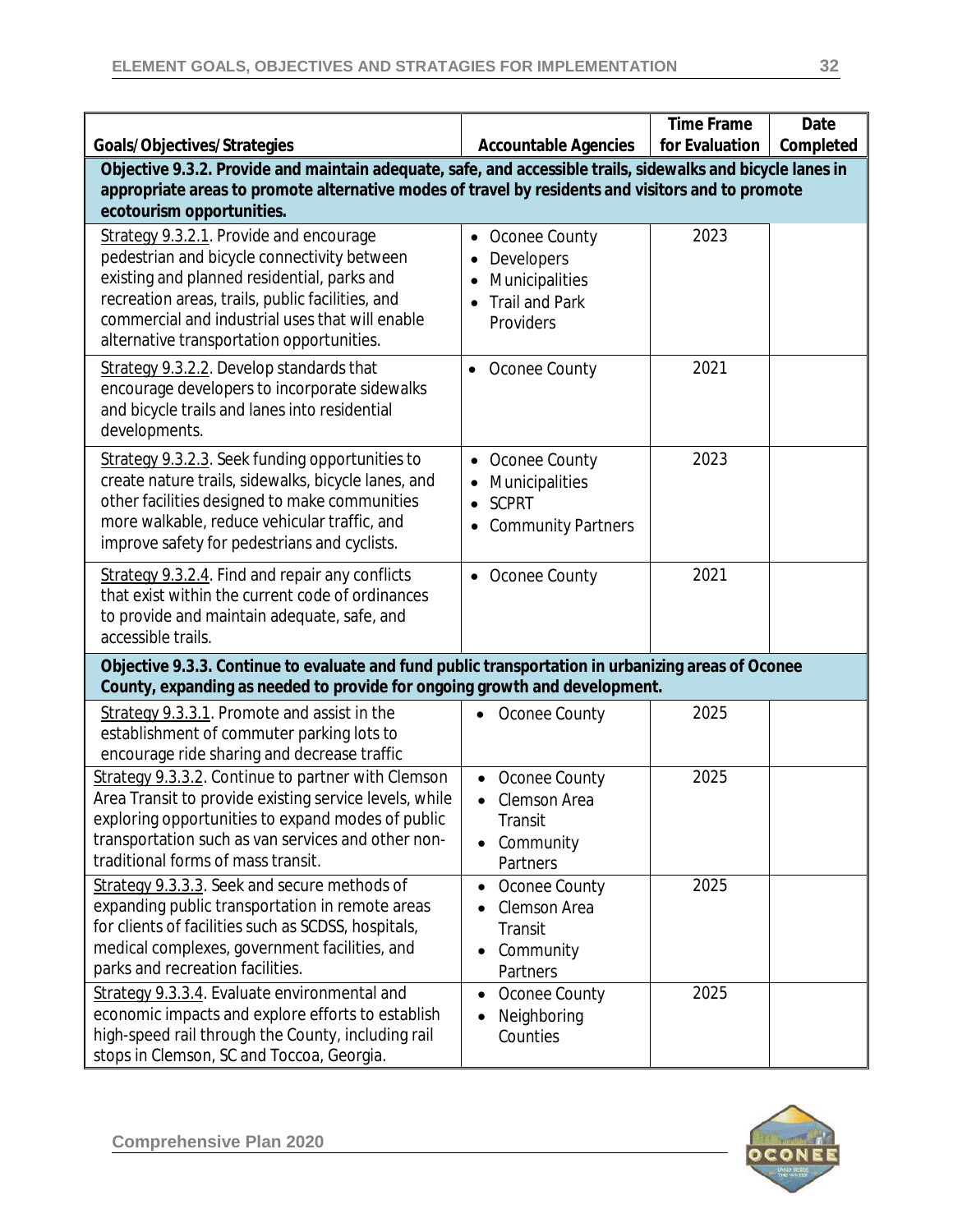| Goals/Objectives/Strategies | Accountable Agencies | Time Frame for Evaluation | Date Completed |
|---|---|---|---|
| **Objective 9.3.2. Provide and maintain adequate, safe, and accessible trails, sidewalks and bicycle lanes in appropriate areas to promote alternative modes of travel by residents and visitors and to promote ecotourism opportunities.** | | | |
| Strategy 9.3.2.1. Provide and encourage pedestrian and bicycle connectivity between existing and planned residential, parks and recreation areas, trails, public facilities, and commercial and industrial uses that will enable alternative transportation opportunities. | • Oconee County<br>• Developers<br>• Municipalities<br>• Trail and Park Providers | 2023 | |
| Strategy 9.3.2.2. Develop standards that encourage developers to incorporate sidewalks and bicycle trails and lanes into residential developments. | • Oconee County | 2021 | |
| Strategy 9.3.2.3. Seek funding opportunities to create nature trails, sidewalks, bicycle lanes, and other facilities designed to make communities more walkable, reduce vehicular traffic, and improve safety for pedestrians and cyclists. | • Oconee County<br>• Municipalities<br>• SCPRT<br>• Community Partners | 2023 | |
| Strategy 9.3.2.4. Find and repair any conflicts that exist within the current code of ordinances to provide and maintain adequate, safe, and accessible trails. | • Oconee County | 2021 | |
| **Objective 9.3.3. Continue to evaluate and fund public transportation in urbanizing areas of Oconee County, expanding as needed to provide for ongoing growth and development.** | | | |
| Strategy 9.3.3.1. Promote and assist in the establishment of commuter parking lots to encourage ride sharing and decrease traffic | • Oconee County | 2025 | |
| Strategy 9.3.3.2. Continue to partner with Clemson Area Transit to provide existing service levels, while exploring opportunities to expand modes of public transportation such as van services and other non-traditional forms of mass transit. | • Oconee County<br>• Clemson Area Transit<br>• Community Partners | 2025 | |
| Strategy 9.3.3.3. Seek and secure methods of expanding public transportation in remote areas for clients of facilities such as SCDSS, hospitals, medical complexes, government facilities, and parks and recreation facilities. | • Oconee County<br>• Clemson Area Transit<br>• Community Partners | 2025 | |
| Strategy 9.3.3.4. Evaluate environmental and economic impacts and explore efforts to establish high-speed rail through the County, including rail stops in Clemson, SC and Toccoa, Georgia. | • Oconee County<br>• Neighboring Counties | 2025 | |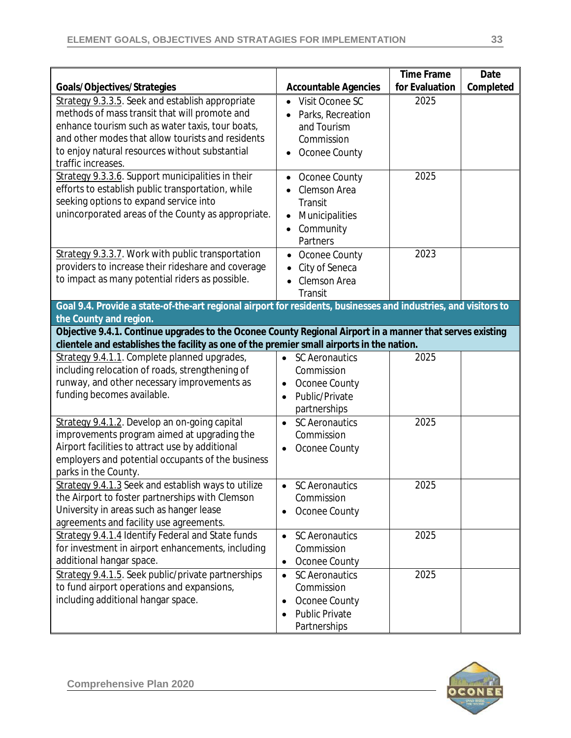| Goals/Objectives/Strategies | Accountable Agencies | Time Frame for Evaluation | Date Completed |
|---|---|---|---|
| Strategy 9.3.3.5. Seek and establish appropriate methods of mass transit that will promote and enhance tourism such as water taxis, tour boats, and other modes that allow tourists and residents to enjoy natural resources without substantial traffic increases. | • Visit Oconee SC<br>• Parks, Recreation and Tourism Commission<br>• Oconee County | 2025 | |
| Strategy 9.3.3.6. Support municipalities in their efforts to establish public transportation, while seeking options to expand service into unincorporated areas of the County as appropriate. | • Oconee County<br>• Clemson Area Transit<br>• Municipalities<br>• Community Partners | 2025 | |
| Strategy 9.3.3.7. Work with public transportation providers to increase their rideshare and coverage to impact as many potential riders as possible. | • Oconee County<br>• City of Seneca<br>• Clemson Area Transit | 2023 | |
| **Goal 9.4. Provide a state-of-the-art regional airport for residents, businesses and industries, and visitors to the County and region.** | | | |
| **Objective 9.4.1. Continue upgrades to the Oconee County Regional Airport in a manner that serves existing clientele and establishes the facility as one of the premier small airports in the nation.** | | | |
| Strategy 9.4.1.1. Complete planned upgrades, including relocation of roads, strengthening of runway, and other necessary improvements as funding becomes available. | • SC Aeronautics Commission<br>• Oconee County<br>• Public/Private partnerships | 2025 | |
| Strategy 9.4.1.2. Develop an on-going capital improvements program aimed at upgrading the Airport facilities to attract use by additional employers and potential occupants of the business parks in the County. | • SC Aeronautics Commission<br>• Oconee County | 2025 | |
| Strategy 9.4.1.3 Seek and establish ways to utilize the Airport to foster partnerships with Clemson University in areas such as hanger lease agreements and facility use agreements. | • SC Aeronautics Commission<br>• Oconee County | 2025 | |
| Strategy 9.4.1.4 Identify Federal and State funds for investment in airport enhancements, including additional hangar space. | • SC Aeronautics Commission<br>• Oconee County | 2025 | |
| Strategy 9.4.1.5. Seek public/private partnerships to fund airport operations and expansions, including additional hangar space. | • SC Aeronautics Commission<br>• Oconee County<br>• Public Private Partnerships | 2025 | |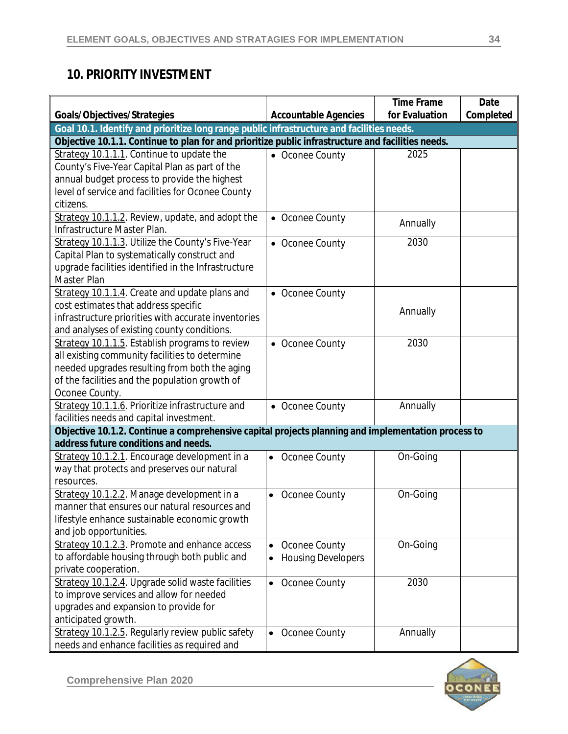## 10. PRIORITY INVESTMENT

| Goals/Objectives/Strategies | Accountable Agencies | Time Frame for Evaluation | Date Completed |
|---|---|---|---|
| **Goal 10.1. Identify and prioritize long range public infrastructure and facilities needs.** | | | |
| **Objective 10.1.1. Continue to plan for and prioritize public infrastructure and facilities needs.** | | | |
| Strategy 10.1.1.1. Continue to update the County's Five-Year Capital Plan as part of the annual budget process to provide the highest level of service and facilities for Oconee County citizens. | • Oconee County | 2025 | |
| Strategy 10.1.1.2. Review, update, and adopt the Infrastructure Master Plan. | • Oconee County | Annually | |
| Strategy 10.1.1.3. Utilize the County's Five-Year Capital Plan to systematically construct and upgrade facilities identified in the Infrastructure Master Plan | • Oconee County | 2030 | |
| Strategy 10.1.1.4. Create and update plans and cost estimates that address specific infrastructure priorities with accurate inventories and analyses of existing county conditions. | • Oconee County | Annually | |
| Strategy 10.1.1.5. Establish programs to review all existing community facilities to determine needed upgrades resulting from both the aging of the facilities and the population growth of Oconee County. | • Oconee County | 2030 | |
| Strategy 10.1.1.6. Prioritize infrastructure and facilities needs and capital investment. | • Oconee County | Annually | |
| **Objective 10.1.2. Continue a comprehensive capital projects planning and implementation process to address future conditions and needs.** | | | |
| Strategy 10.1.2.1. Encourage development in a way that protects and preserves our natural resources. | • Oconee County | On-Going | |
| Strategy 10.1.2.2. Manage development in a manner that ensures our natural resources and lifestyle enhance sustainable economic growth and job opportunities. | • Oconee County | On-Going | |
| Strategy 10.1.2.3. Promote and enhance access to affordable housing through both public and private cooperation. | • Oconee County<br>• Housing Developers | On-Going | |
| Strategy 10.1.2.4. Upgrade solid waste facilities to improve services and allow for needed upgrades and expansion to provide for anticipated growth. | • Oconee County | 2030 | |
| Strategy 10.1.2.5. Regularly review public safety needs and enhance facilities as required and | • Oconee County | Annually | |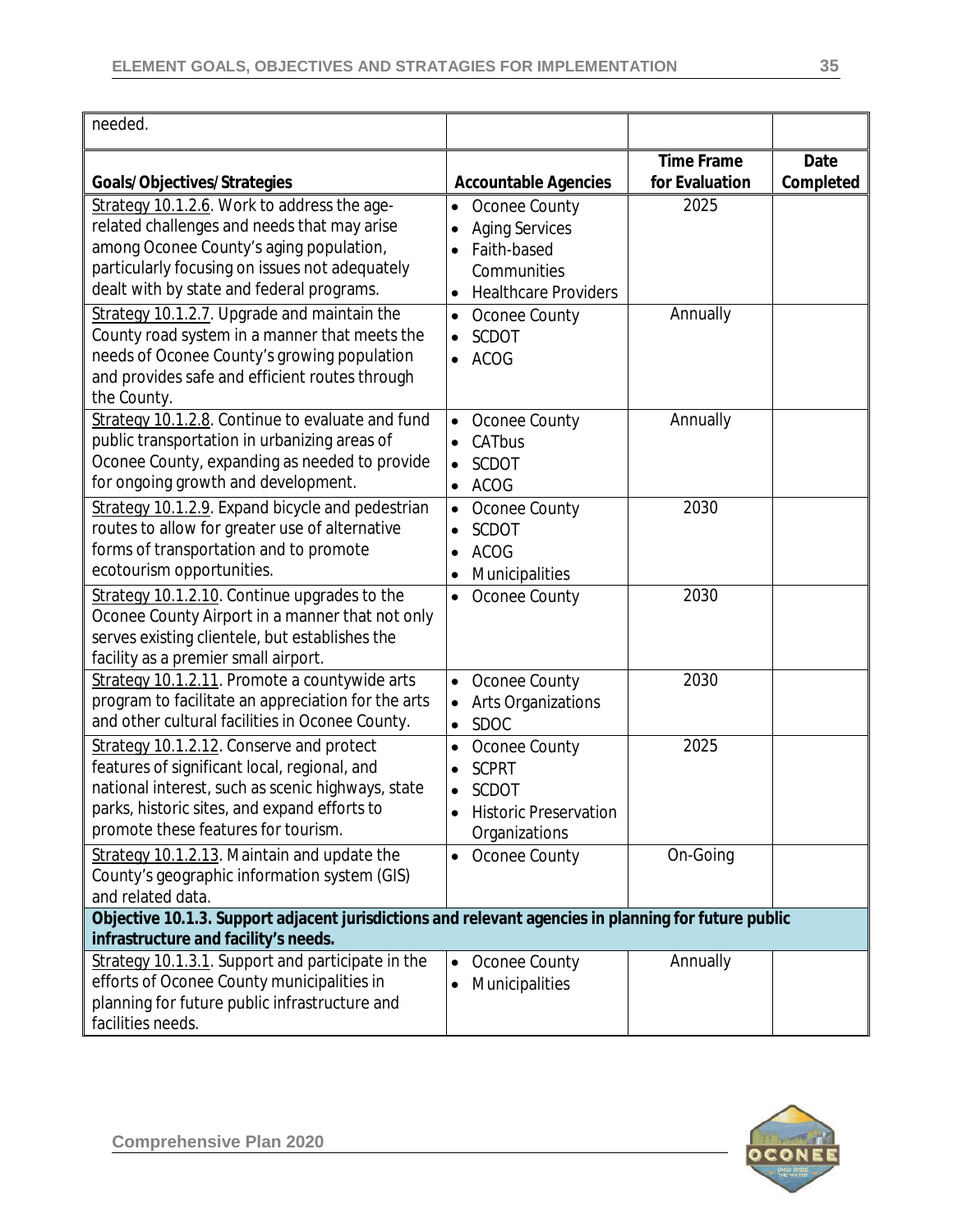| needed. | | | |
|---|---|---|---|
| **Goals/Objectives/Strategies** | **Accountable Agencies** | **Time Frame for Evaluation** | **Date Completed** |
| Strategy 10.1.2.6. Work to address the age-related challenges and needs that may arise among Oconee County's aging population, particularly focusing on issues not adequately dealt with by state and federal programs. | • Oconee County<br>• Aging Services<br>• Faith-based Communities<br>• Healthcare Providers | 2025 | |
| Strategy 10.1.2.7. Upgrade and maintain the County road system in a manner that meets the needs of Oconee County's growing population and provides safe and efficient routes through the County. | • Oconee County<br>• SCDOT<br>• ACOG | Annually | |
| Strategy 10.1.2.8. Continue to evaluate and fund public transportation in urbanizing areas of Oconee County, expanding as needed to provide for ongoing growth and development. | • Oconee County<br>• CATbus<br>• SCDOT<br>• ACOG | Annually | |
| Strategy 10.1.2.9. Expand bicycle and pedestrian routes to allow for greater use of alternative forms of transportation and to promote ecotourism opportunities. | • Oconee County<br>• SCDOT<br>• ACOG<br>• Municipalities | 2030 | |
| Strategy 10.1.2.10. Continue upgrades to the Oconee County Airport in a manner that not only serves existing clientele, but establishes the facility as a premier small airport. | • Oconee County | 2030 | |
| Strategy 10.1.2.11. Promote a countywide arts program to facilitate an appreciation for the arts and other cultural facilities in Oconee County. | • Oconee County<br>• Arts Organizations<br>• SDOC | 2030 | |
| Strategy 10.1.2.12. Conserve and protect features of significant local, regional, and national interest, such as scenic highways, state parks, historic sites, and expand efforts to promote these features for tourism. | • Oconee County<br>• SCPRT<br>• SCDOT<br>• Historic Preservation Organizations | 2025 | |
| Strategy 10.1.2.13. Maintain and update the County's geographic information system (GIS) and related data. | • Oconee County | On-Going | |
| **Objective 10.1.3. Support adjacent jurisdictions and relevant agencies in planning for future public infrastructure and facility's needs.** | | | |
| Strategy 10.1.3.1. Support and participate in the efforts of Oconee County municipalities in planning for future public infrastructure and facilities needs. | • Oconee County<br>• Municipalities | Annually | |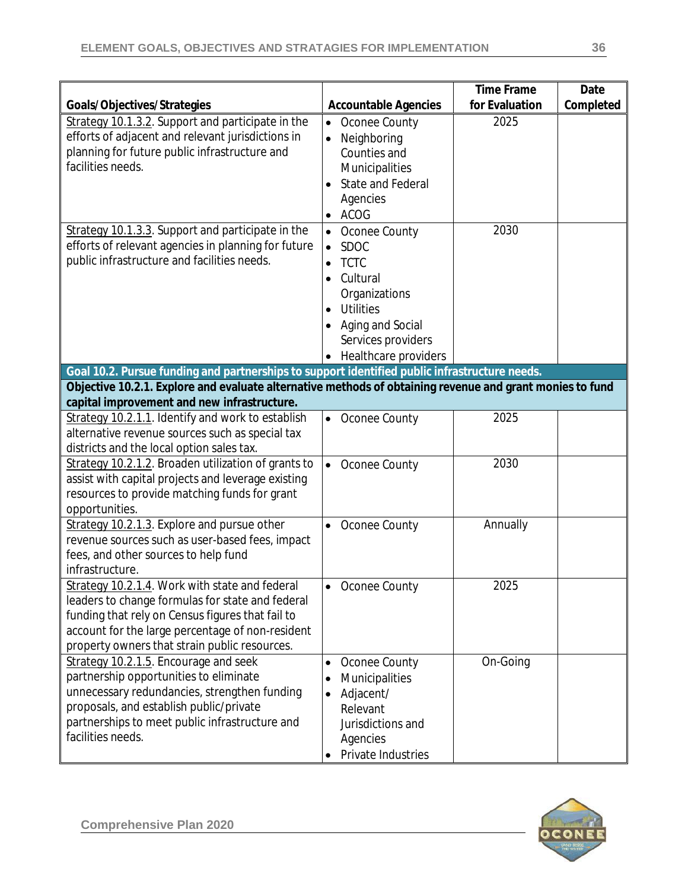| Goals/Objectives/Strategies | Accountable Agencies | Time Frame for Evaluation | Date Completed |
|---|---|---|---|
| Strategy 10.1.3.2. Support and participate in the efforts of adjacent and relevant jurisdictions in planning for future public infrastructure and facilities needs. | • Oconee County<br>• Neighboring Counties and Municipalities<br>• State and Federal Agencies<br>• ACOG | 2025 | |
| Strategy 10.1.3.3. Support and participate in the efforts of relevant agencies in planning for future public infrastructure and facilities needs. | • Oconee County<br>• SDOC<br>• TCTC<br>• Cultural Organizations<br>• Utilities<br>• Aging and Social Services providers<br>• Healthcare providers | 2030 | |
| **Goal 10.2. Pursue funding and partnerships to support identified public infrastructure needs.** | | | |
| **Objective 10.2.1. Explore and evaluate alternative methods of obtaining revenue and grant monies to fund capital improvement and new infrastructure.** | | | |
| Strategy 10.2.1.1. Identify and work to establish alternative revenue sources such as special tax districts and the local option sales tax. | • Oconee County | 2025 | |
| Strategy 10.2.1.2. Broaden utilization of grants to assist with capital projects and leverage existing resources to provide matching funds for grant opportunities. | • Oconee County | 2030 | |
| Strategy 10.2.1.3. Explore and pursue other revenue sources such as user-based fees, impact fees, and other sources to help fund infrastructure. | • Oconee County | Annually | |
| Strategy 10.2.1.4. Work with state and federal leaders to change formulas for state and federal funding that rely on Census figures that fail to account for the large percentage of non-resident property owners that strain public resources. | • Oconee County | 2025 | |
| Strategy 10.2.1.5. Encourage and seek partnership opportunities to eliminate unnecessary redundancies, strengthen funding proposals, and establish public/private partnerships to meet public infrastructure and facilities needs. | • Oconee County<br>• Municipalities<br>• Adjacent/ Relevant Jurisdictions and Agencies<br>• Private Industries | On-Going | |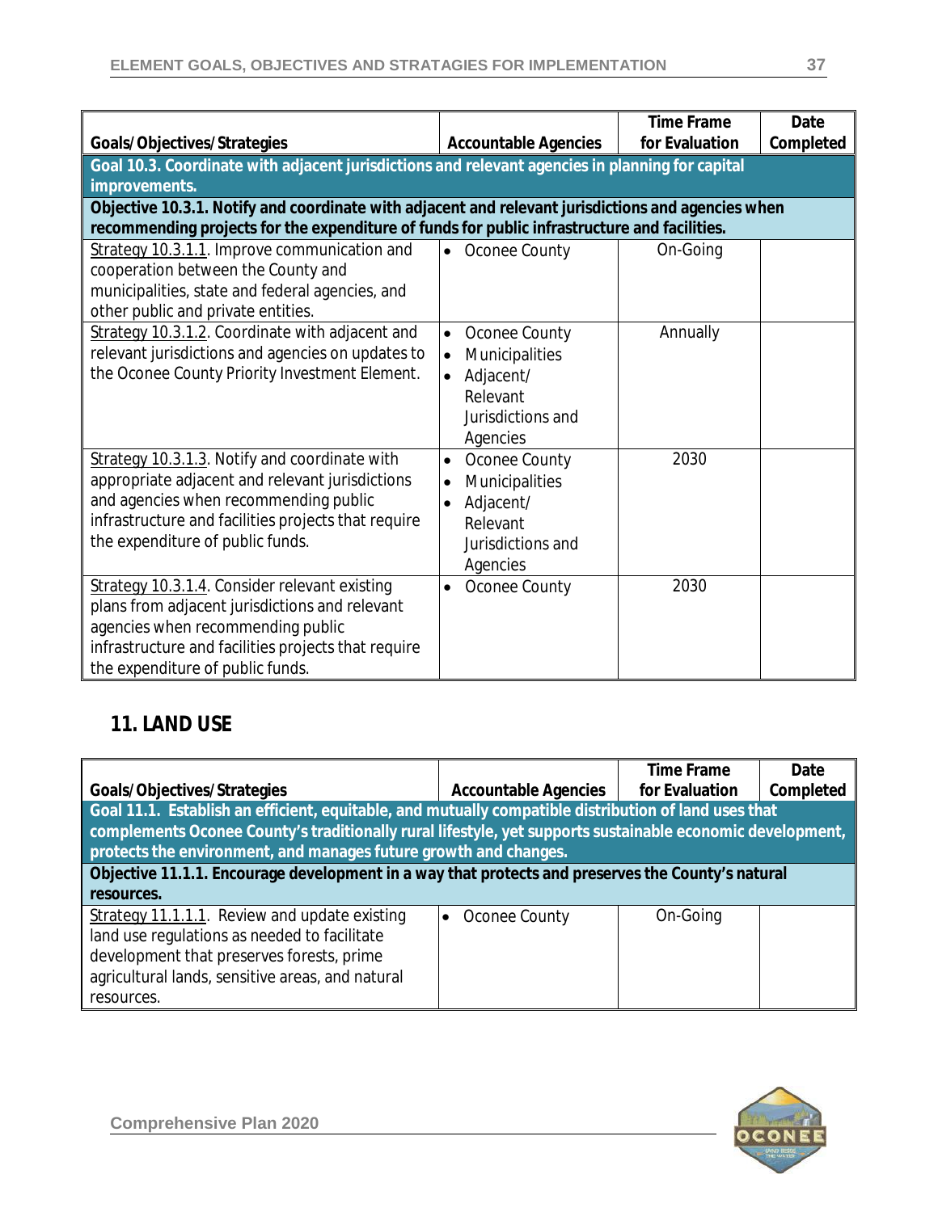| Goals/Objectives/Strategies | Accountable Agencies | Time Frame for Evaluation | Date Completed |
|---|---|---|---|
| **Goal 10.3. Coordinate with adjacent jurisdictions and relevant agencies in planning for capital improvements.** | | | |
| **Objective 10.3.1. Notify and coordinate with adjacent and relevant jurisdictions and agencies when recommending projects for the expenditure of funds for public infrastructure and facilities.** | | | |
| Strategy 10.3.1.1. Improve communication and cooperation between the County and municipalities, state and federal agencies, and other public and private entities. | • Oconee County | On-Going | |
| Strategy 10.3.1.2. Coordinate with adjacent and relevant jurisdictions and agencies on updates to the Oconee County Priority Investment Element. | • Oconee County<br>• Municipalities<br>• Adjacent/ Relevant Jurisdictions and Agencies | Annually | |
| Strategy 10.3.1.3. Notify and coordinate with appropriate adjacent and relevant jurisdictions and agencies when recommending public infrastructure and facilities projects that require the expenditure of public funds. | • Oconee County<br>• Municipalities<br>• Adjacent/ Relevant Jurisdictions and Agencies | 2030 | |
| Strategy 10.3.1.4. Consider relevant existing plans from adjacent jurisdictions and relevant agencies when recommending public infrastructure and facilities projects that require the expenditure of public funds. | • Oconee County | 2030 | |

## 11. LAND USE

| Goals/Objectives/Strategies | Accountable Agencies | Time Frame for Evaluation | Date Completed |
|---|---|---|---|
| **Goal 11.1. Establish an efficient, equitable, and mutually compatible distribution of land uses that complements Oconee County's traditionally rural lifestyle, yet supports sustainable economic development, protects the environment, and manages future growth and changes.** | | | |
| **Objective 11.1.1. Encourage development in a way that protects and preserves the County's natural resources.** | | | |
| Strategy 11.1.1.1. Review and update existing land use regulations as needed to facilitate development that preserves forests, prime agricultural lands, sensitive areas, and natural resources. | • Oconee County | On-Going | |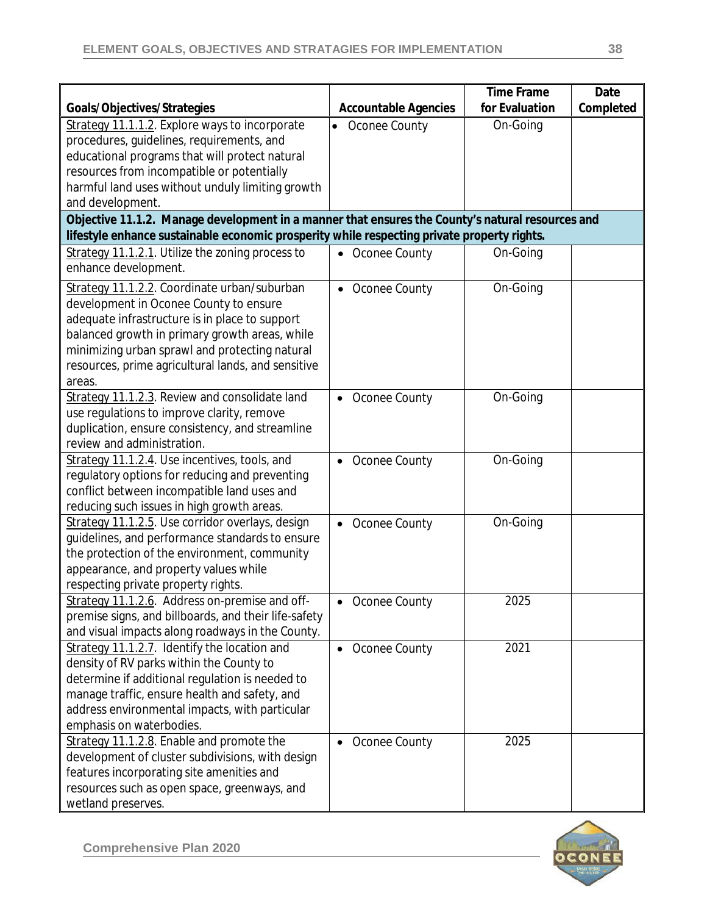| Goals/Objectives/Strategies | Accountable Agencies | Time Frame for Evaluation | Date Completed |
|---|---|---|---|
| Strategy 11.1.1.2. Explore ways to incorporate procedures, guidelines, requirements, and educational programs that will protect natural resources from incompatible or potentially harmful land uses without unduly limiting growth and development. | • Oconee County | On-Going | |
| **Objective 11.1.2. Manage development in a manner that ensures the County's natural resources and lifestyle enhance sustainable economic prosperity while respecting private property rights.** | | | |
| Strategy 11.1.2.1. Utilize the zoning process to enhance development. | • Oconee County | On-Going | |
| Strategy 11.1.2.2. Coordinate urban/suburban development in Oconee County to ensure adequate infrastructure is in place to support balanced growth in primary growth areas, while minimizing urban sprawl and protecting natural resources, prime agricultural lands, and sensitive areas. | • Oconee County | On-Going | |
| Strategy 11.1.2.3. Review and consolidate land use regulations to improve clarity, remove duplication, ensure consistency, and streamline review and administration. | • Oconee County | On-Going | |
| Strategy 11.1.2.4. Use incentives, tools, and regulatory options for reducing and preventing conflict between incompatible land uses and reducing such issues in high growth areas. | • Oconee County | On-Going | |
| Strategy 11.1.2.5. Use corridor overlays, design guidelines, and performance standards to ensure the protection of the environment, community appearance, and property values while respecting private property rights. | • Oconee County | On-Going | |
| Strategy 11.1.2.6. Address on-premise and off-premise signs, and billboards, and their life-safety and visual impacts along roadways in the County. | • Oconee County | 2025 | |
| Strategy 11.1.2.7. Identify the location and density of RV parks within the County to determine if additional regulation is needed to manage traffic, ensure health and safety, and address environmental impacts, with particular emphasis on waterbodies. | • Oconee County | 2021 | |
| Strategy 11.1.2.8. Enable and promote the development of cluster subdivisions, with design features incorporating site amenities and resources such as open space, greenways, and wetland preserves. | • Oconee County | 2025 | |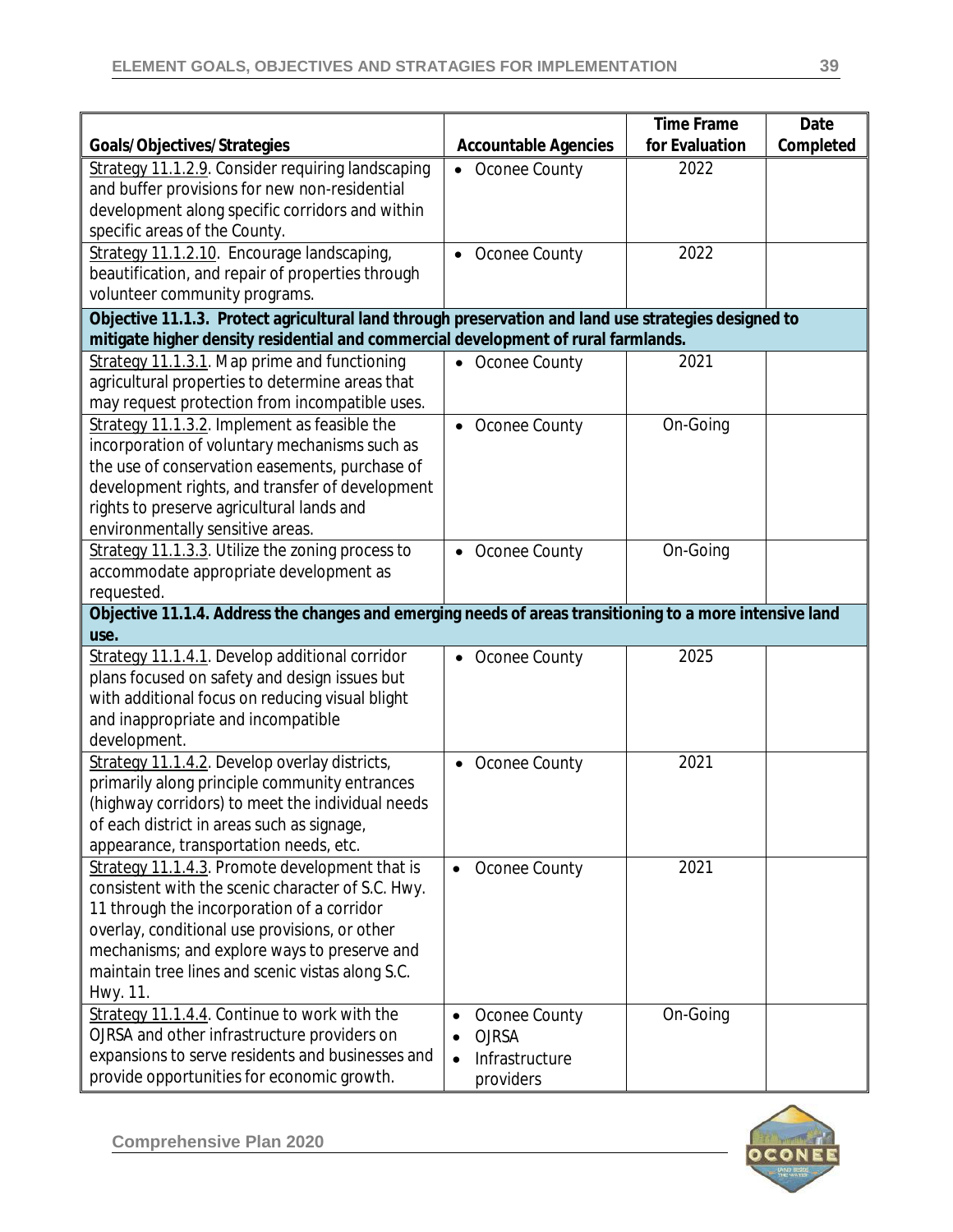| Goals/Objectives/Strategies | Accountable Agencies | Time Frame for Evaluation | Date Completed |
|---|---|---|---|
| Strategy 11.1.2.9. Consider requiring landscaping and buffer provisions for new non-residential development along specific corridors and within specific areas of the County. | • Oconee County | 2022 | |
| Strategy 11.1.2.10. Encourage landscaping, beautification, and repair of properties through volunteer community programs. | • Oconee County | 2022 | |
| **Objective 11.1.3. Protect agricultural land through preservation and land use strategies designed to mitigate higher density residential and commercial development of rural farmlands.** | | | |
| Strategy 11.1.3.1. Map prime and functioning agricultural properties to determine areas that may request protection from incompatible uses. | • Oconee County | 2021 | |
| Strategy 11.1.3.2. Implement as feasible the incorporation of voluntary mechanisms such as the use of conservation easements, purchase of development rights, and transfer of development rights to preserve agricultural lands and environmentally sensitive areas. | • Oconee County | On-Going | |
| Strategy 11.1.3.3. Utilize the zoning process to accommodate appropriate development as requested. | • Oconee County | On-Going | |
| **Objective 11.1.4. Address the changes and emerging needs of areas transitioning to a more intensive land use.** | | | |
| Strategy 11.1.4.1. Develop additional corridor plans focused on safety and design issues but with additional focus on reducing visual blight and inappropriate and incompatible development. | • Oconee County | 2025 | |
| Strategy 11.1.4.2. Develop overlay districts, primarily along principle community entrances (highway corridors) to meet the individual needs of each district in areas such as signage, appearance, transportation needs, etc. | • Oconee County | 2021 | |
| Strategy 11.1.4.3. Promote development that is consistent with the scenic character of S.C. Hwy. 11 through the incorporation of a corridor overlay, conditional use provisions, or other mechanisms; and explore ways to preserve and maintain tree lines and scenic vistas along S.C. Hwy. 11. | • Oconee County | 2021 | |
| Strategy 11.1.4.4. Continue to work with the OJRSA and other infrastructure providers on expansions to serve residents and businesses and provide opportunities for economic growth. | • Oconee County<br>• OJRSA<br>• Infrastructure providers | On-Going | |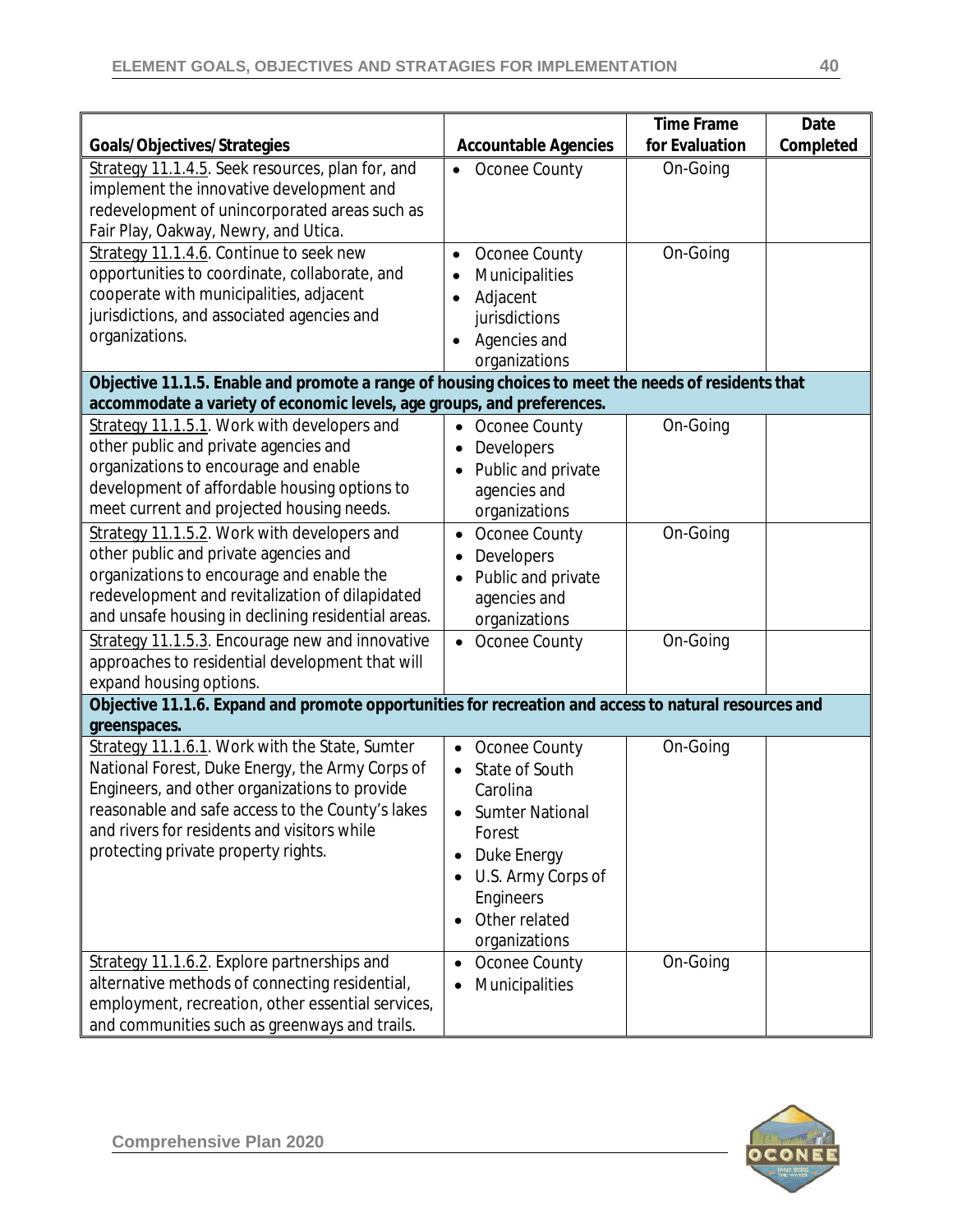| Goals/Objectives/Strategies | Accountable Agencies | Time Frame for Evaluation | Date Completed |
|---|---|---|---|
| Strategy 11.1.4.5. Seek resources, plan for, and implement the innovative development and redevelopment of unincorporated areas such as Fair Play, Oakway, Newry, and Utica. | • Oconee County | On-Going | |
| Strategy 11.1.4.6. Continue to seek new opportunities to coordinate, collaborate, and cooperate with municipalities, adjacent jurisdictions, and associated agencies and organizations. | • Oconee County<br>• Municipalities<br>• Adjacent jurisdictions<br>• Agencies and organizations | On-Going | |
| **Objective 11.1.5. Enable and promote a range of housing choices to meet the needs of residents that accommodate a variety of economic levels, age groups, and preferences.** | | | |
| Strategy 11.1.5.1. Work with developers and other public and private agencies and organizations to encourage and enable development of affordable housing options to meet current and projected housing needs. | • Oconee County<br>• Developers<br>• Public and private agencies and organizations | On-Going | |
| Strategy 11.1.5.2. Work with developers and other public and private agencies and organizations to encourage and enable the redevelopment and revitalization of dilapidated and unsafe housing in declining residential areas. | • Oconee County<br>• Developers<br>• Public and private agencies and organizations | On-Going | |
| Strategy 11.1.5.3. Encourage new and innovative approaches to residential development that will expand housing options. | • Oconee County | On-Going | |
| **Objective 11.1.6. Expand and promote opportunities for recreation and access to natural resources and greenspaces.** | | | |
| Strategy 11.1.6.1. Work with the State, Sumter National Forest, Duke Energy, the Army Corps of Engineers, and other organizations to provide reasonable and safe access to the County's lakes and rivers for residents and visitors while protecting private property rights. | • Oconee County<br>• State of South Carolina<br>• Sumter National Forest<br>• Duke Energy<br>• U.S. Army Corps of Engineers<br>• Other related organizations | On-Going | |
| Strategy 11.1.6.2. Explore partnerships and alternative methods of connecting residential, employment, recreation, other essential services, and communities such as greenways and trails. | • Oconee County<br>• Municipalities | On-Going | |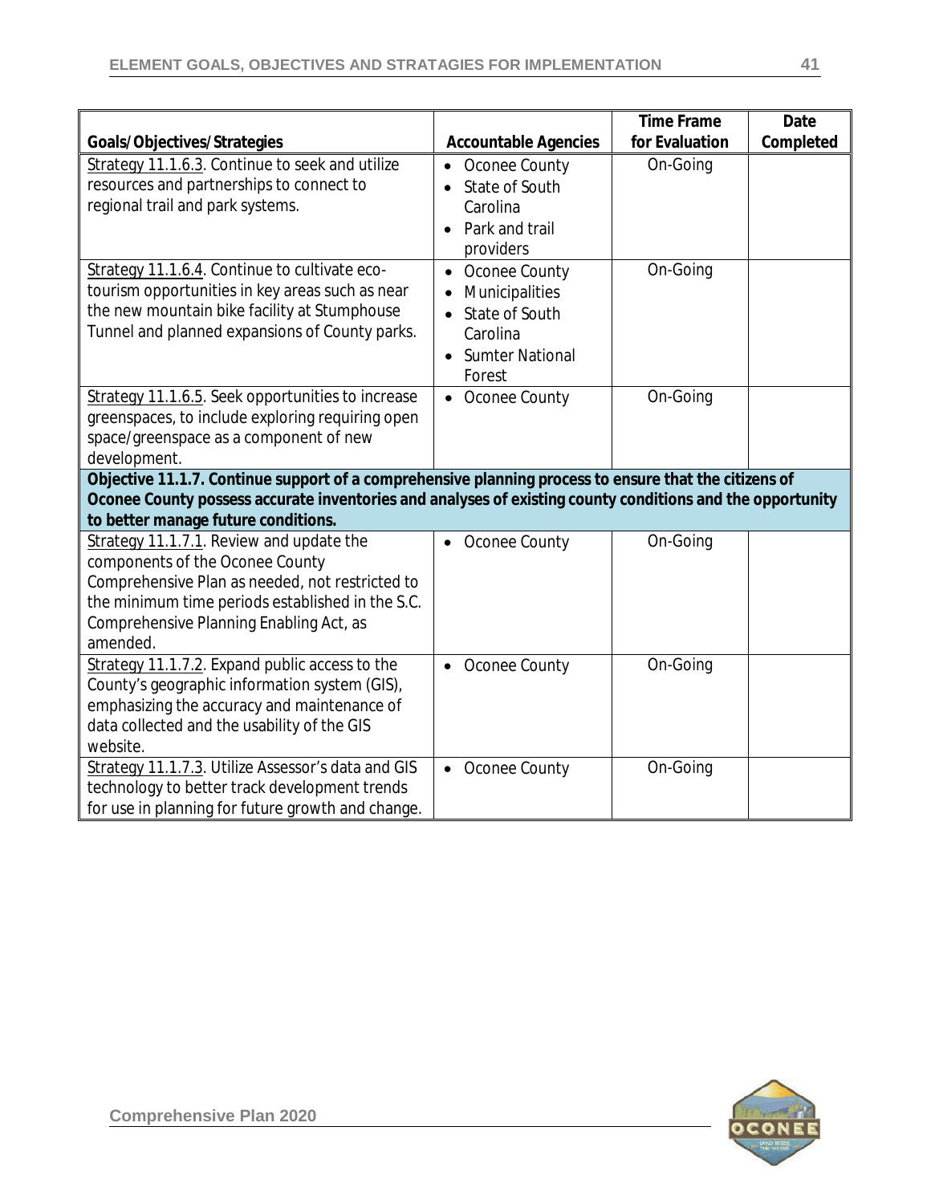| Goals/Objectives/Strategies | Accountable Agencies | Time Frame for Evaluation | Date Completed |
|---|---|---|---|
| Strategy 11.1.6.3. Continue to seek and utilize resources and partnerships to connect to regional trail and park systems. | • Oconee County<br>• State of South Carolina<br>• Park and trail providers | On-Going | |
| Strategy 11.1.6.4. Continue to cultivate eco-tourism opportunities in key areas such as near the new mountain bike facility at Stumphouse Tunnel and planned expansions of County parks. | • Oconee County<br>• Municipalities<br>• State of South Carolina<br>• Sumter National Forest | On-Going | |
| Strategy 11.1.6.5. Seek opportunities to increase greenspaces, to include exploring requiring open space/greenspace as a component of new development. | • Oconee County | On-Going | |
| **Objective 11.1.7. Continue support of a comprehensive planning process to ensure that the citizens of Oconee County possess accurate inventories and analyses of existing county conditions and the opportunity to better manage future conditions.** | | | |
| Strategy 11.1.7.1. Review and update the components of the Oconee County Comprehensive Plan as needed, not restricted to the minimum time periods established in the S.C. Comprehensive Planning Enabling Act, as amended. | • Oconee County | On-Going | |
| Strategy 11.1.7.2. Expand public access to the County's geographic information system (GIS), emphasizing the accuracy and maintenance of data collected and the usability of the GIS website. | • Oconee County | On-Going | |
| Strategy 11.1.7.3. Utilize Assessor's data and GIS technology to better track development trends for use in planning for future growth and change. | • Oconee County | On-Going | |